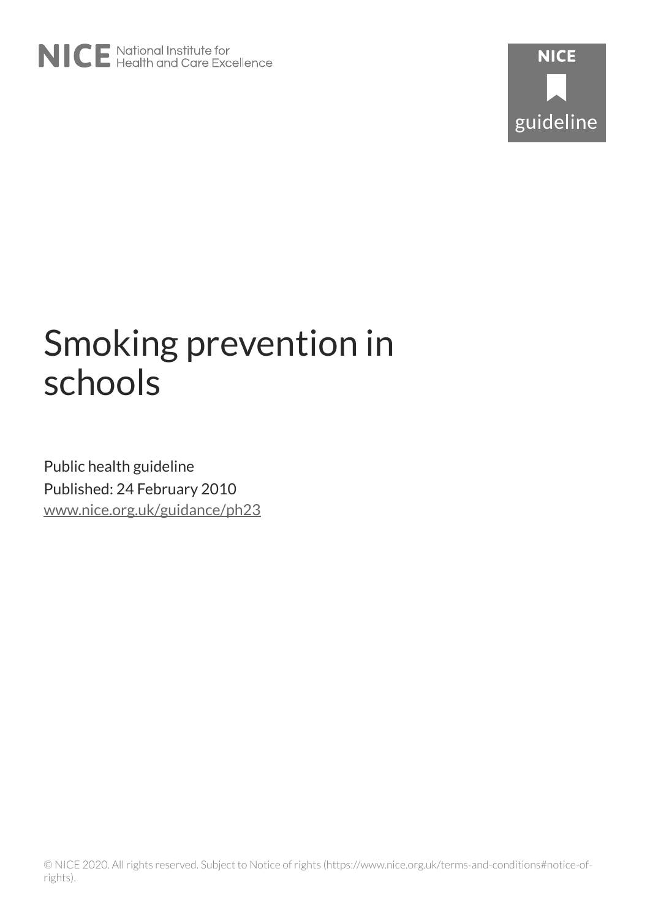# Smoking prevention in schools

Public health guideline

Published: 24 February 2010

www.nice.org.uk/guidance/ph23

© NICE 2020. All rights reserved. Subject to Notice of rights (https://www.nice.org.uk/terms-and-conditions#notice-of-rights).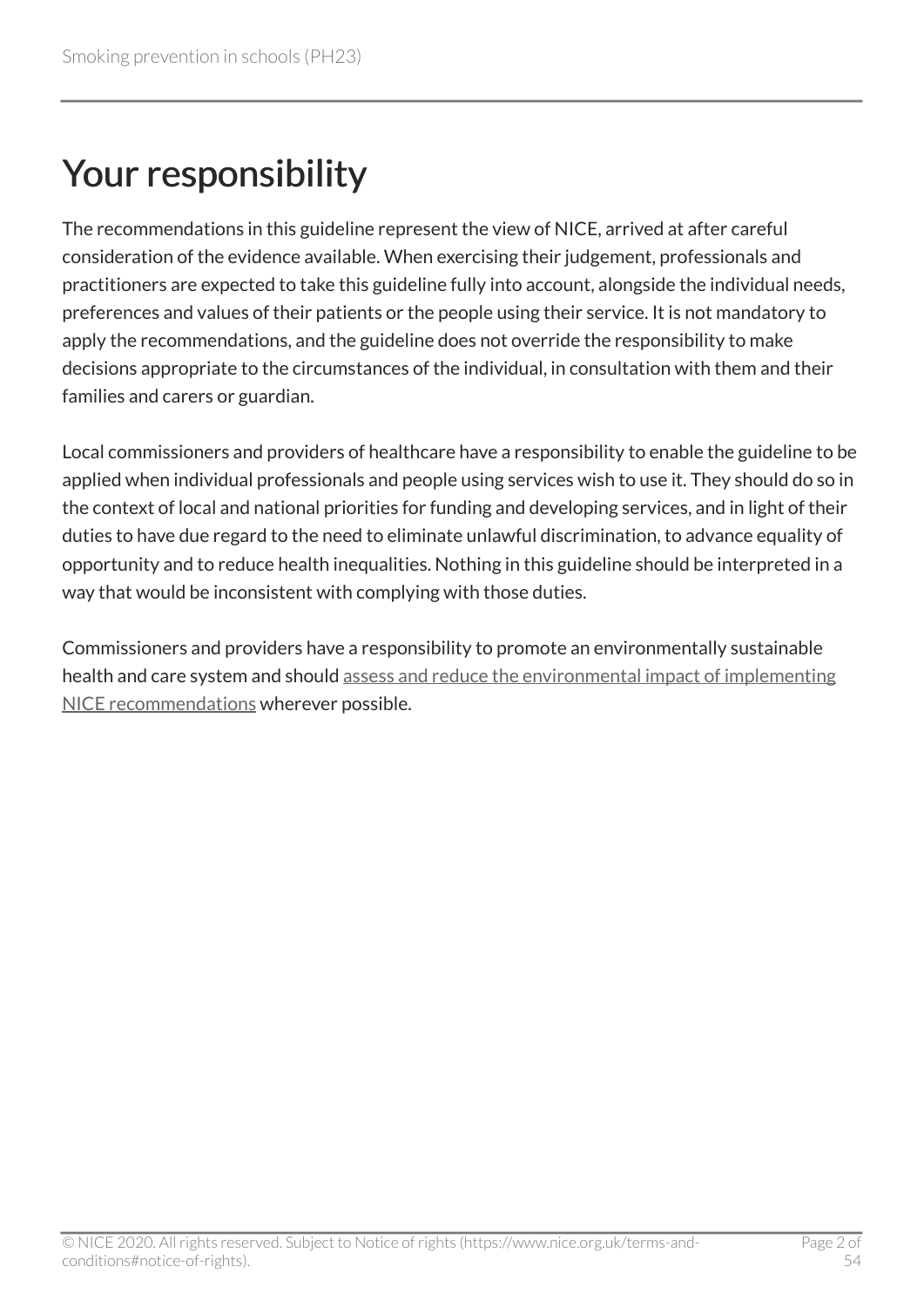# Your responsibility

The recommendations in this guideline represent the view of NICE, arrived at after careful consideration of the evidence available. When exercising their judgement, professionals and practitioners are expected to take this guideline fully into account, alongside the individual needs, preferences and values of their patients or the people using their service. It is not mandatory to apply the recommendations, and the guideline does not override the responsibility to make decisions appropriate to the circumstances of the individual, in consultation with them and their families and carers or guardian.

Local commissioners and providers of healthcare have a responsibility to enable the guideline to be applied when individual professionals and people using services wish to use it. They should do so in the context of local and national priorities for funding and developing services, and in light of their duties to have due regard to the need to eliminate unlawful discrimination, to advance equality of opportunity and to reduce health inequalities. Nothing in this guideline should be interpreted in a way that would be inconsistent with complying with those duties.

Commissioners and providers have a responsibility to promote an environmentally sustainable health and care system and should assess and reduce the environmental impact of implementing NICE recommendations wherever possible.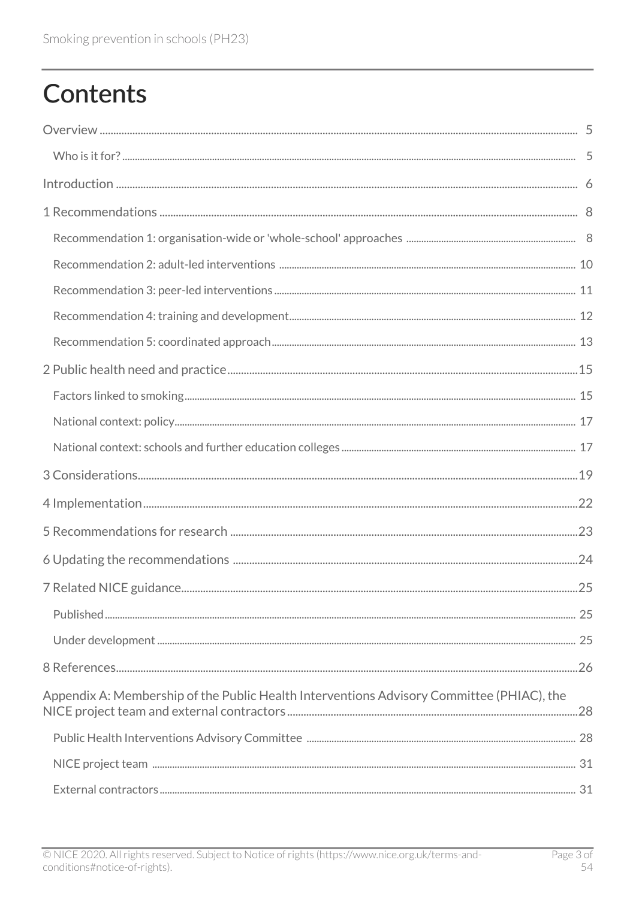# Contents

Overview ..... 5

- Who is it for? ..... 5

Introduction ..... 6

1 Recommendations ..... 8

- Recommendation 1: organisation-wide or 'whole-school' approaches ..... 8
- Recommendation 2: adult-led interventions ..... 10
- Recommendation 3: peer-led interventions ..... 11
- Recommendation 4: training and development ..... 12
- Recommendation 5: coordinated approach ..... 13

2 Public health need and practice ..... 15

- Factors linked to smoking ..... 15
- National context: policy ..... 17
- National context: schools and further education colleges ..... 17

3 Considerations ..... 19

4 Implementation ..... 22

5 Recommendations for research ..... 23

6 Updating the recommendations ..... 24

7 Related NICE guidance ..... 25

- Published ..... 25
- Under development ..... 25

8 References ..... 26

Appendix A: Membership of the Public Health Interventions Advisory Committee (PHIAC), the NICE project team and external contractors ..... 28

- Public Health Interventions Advisory Committee ..... 28
- NICE project team ..... 31
- External contractors ..... 31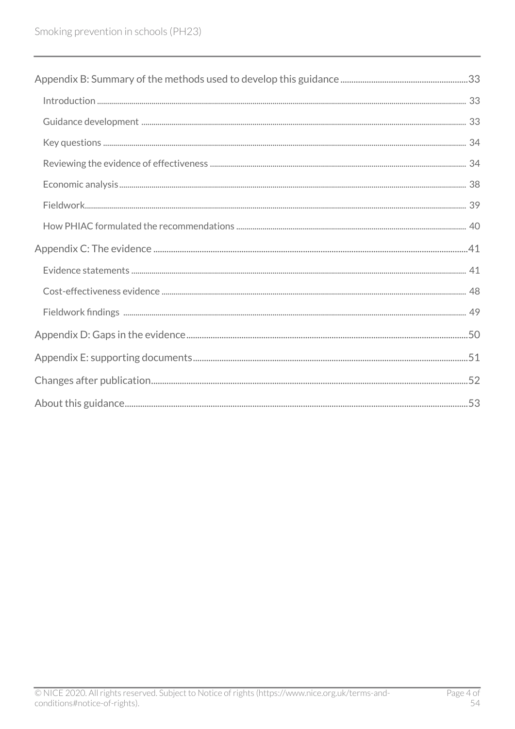Appendix B: Summary of the methods used to develop this guidance .......... 33

- Introduction .......... 33
- Guidance development .......... 33
- Key questions .......... 34
- Reviewing the evidence of effectiveness .......... 34
- Economic analysis .......... 38
- Fieldwork .......... 39
- How PHIAC formulated the recommendations .......... 40

Appendix C: The evidence .......... 41

- Evidence statements .......... 41
- Cost-effectiveness evidence .......... 48
- Fieldwork findings .......... 49

Appendix D: Gaps in the evidence .......... 50

Appendix E: supporting documents .......... 51

Changes after publication .......... 52

About this guidance .......... 53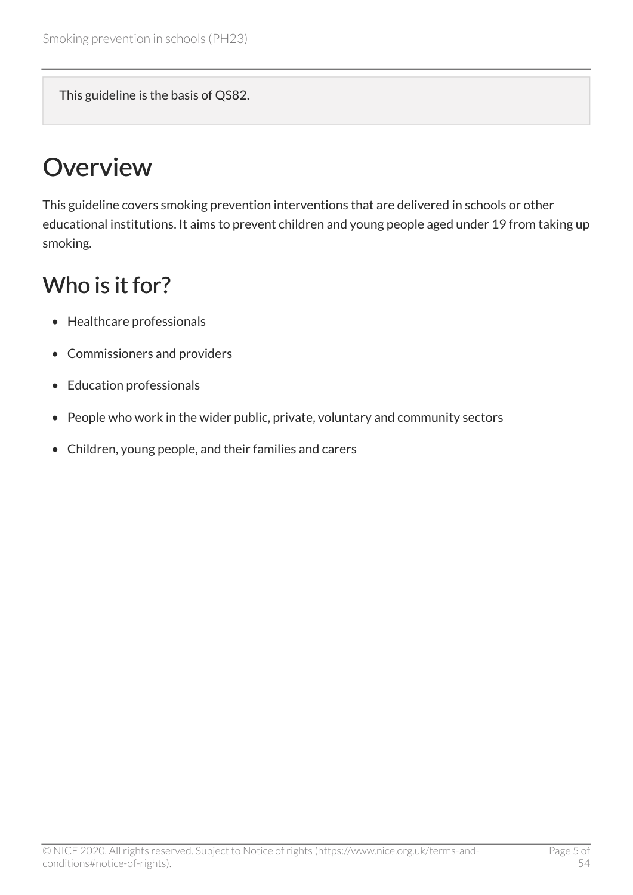This guideline is the basis of QS82.

# Overview

This guideline covers smoking prevention interventions that are delivered in schools or other educational institutions. It aims to prevent children and young people aged under 19 from taking up smoking.

## Who is it for?

- Healthcare professionals
- Commissioners and providers
- Education professionals
- People who work in the wider public, private, voluntary and community sectors
- Children, young people, and their families and carers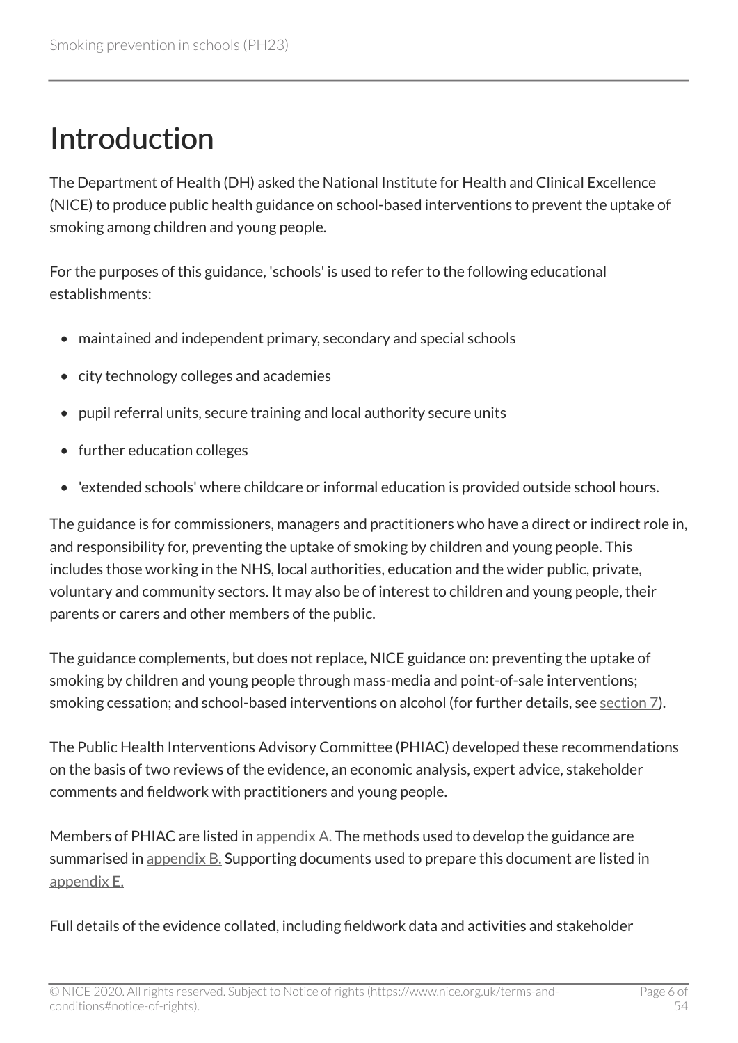# Introduction

The Department of Health (DH) asked the National Institute for Health and Clinical Excellence (NICE) to produce public health guidance on school-based interventions to prevent the uptake of smoking among children and young people.

For the purposes of this guidance, 'schools' is used to refer to the following educational establishments:

- maintained and independent primary, secondary and special schools
- city technology colleges and academies
- pupil referral units, secure training and local authority secure units
- further education colleges
- 'extended schools' where childcare or informal education is provided outside school hours.

The guidance is for commissioners, managers and practitioners who have a direct or indirect role in, and responsibility for, preventing the uptake of smoking by children and young people. This includes those working in the NHS, local authorities, education and the wider public, private, voluntary and community sectors. It may also be of interest to children and young people, their parents or carers and other members of the public.

The guidance complements, but does not replace, NICE guidance on: preventing the uptake of smoking by children and young people through mass-media and point-of-sale interventions; smoking cessation; and school-based interventions on alcohol (for further details, see section 7).

The Public Health Interventions Advisory Committee (PHIAC) developed these recommendations on the basis of two reviews of the evidence, an economic analysis, expert advice, stakeholder comments and fieldwork with practitioners and young people.

Members of PHIAC are listed in appendix A. The methods used to develop the guidance are summarised in appendix B. Supporting documents used to prepare this document are listed in appendix E.

Full details of the evidence collated, including fieldwork data and activities and stakeholder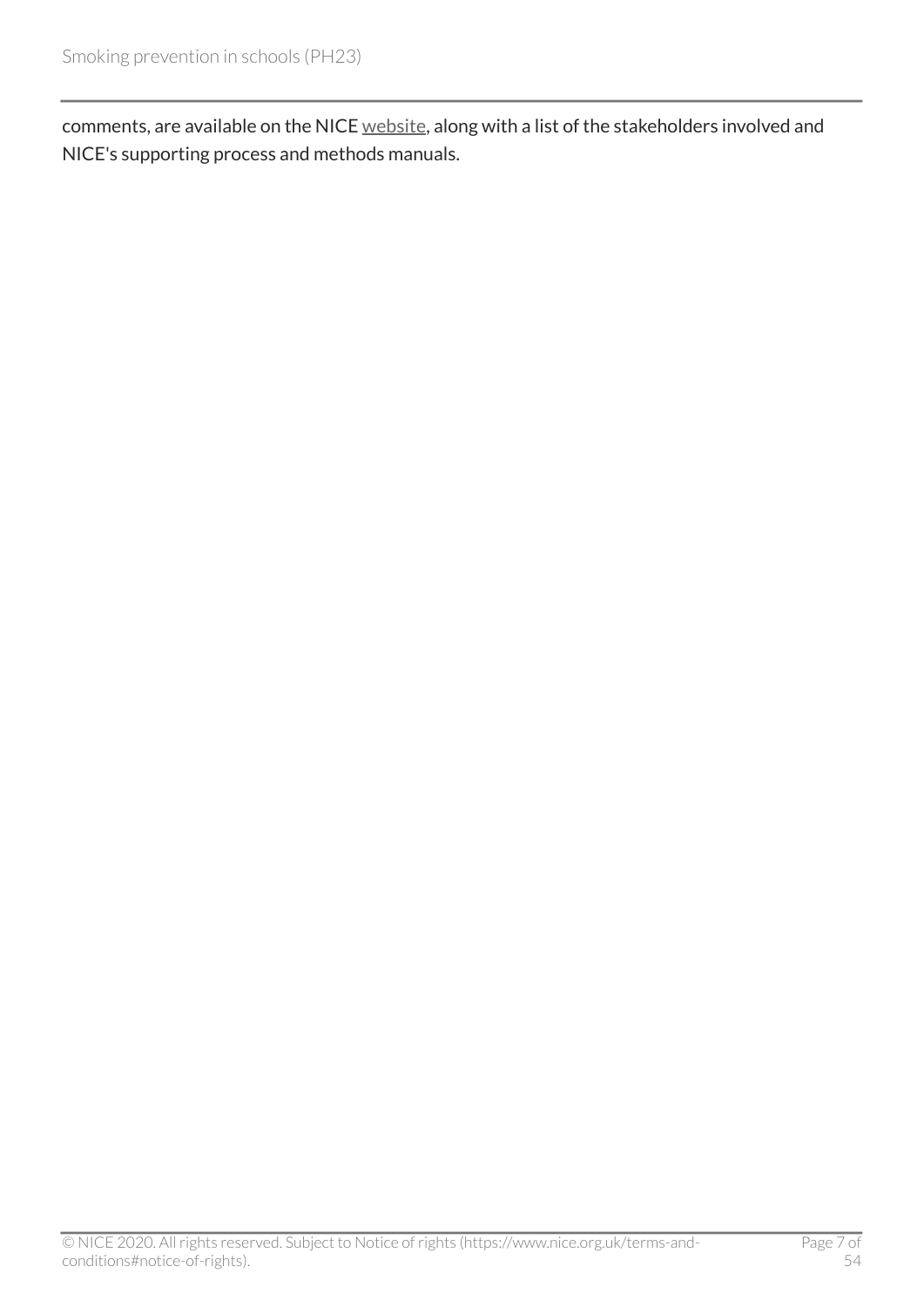comments, are available on the NICE website, along with a list of the stakeholders involved and NICE's supporting process and methods manuals.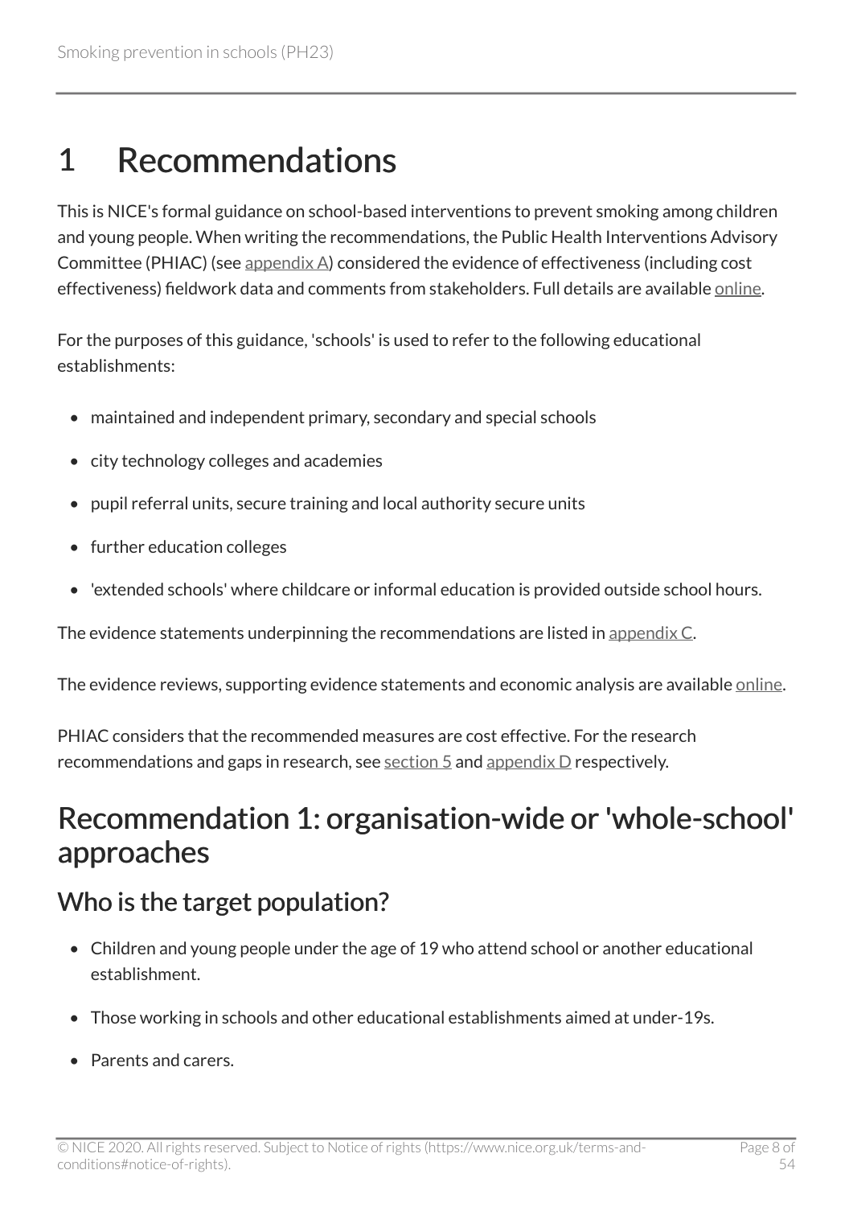# 1 Recommendations

This is NICE's formal guidance on school-based interventions to prevent smoking among children and young people. When writing the recommendations, the Public Health Interventions Advisory Committee (PHIAC) (see appendix A) considered the evidence of effectiveness (including cost effectiveness) fieldwork data and comments from stakeholders. Full details are available online.

For the purposes of this guidance, 'schools' is used to refer to the following educational establishments:

- maintained and independent primary, secondary and special schools
- city technology colleges and academies
- pupil referral units, secure training and local authority secure units
- further education colleges
- 'extended schools' where childcare or informal education is provided outside school hours.

The evidence statements underpinning the recommendations are listed in appendix C.

The evidence reviews, supporting evidence statements and economic analysis are available online.

PHIAC considers that the recommended measures are cost effective. For the research recommendations and gaps in research, see section 5 and appendix D respectively.

## Recommendation 1: organisation-wide or 'whole-school' approaches

### Who is the target population?

- Children and young people under the age of 19 who attend school or another educational establishment.
- Those working in schools and other educational establishments aimed at under-19s.
- Parents and carers.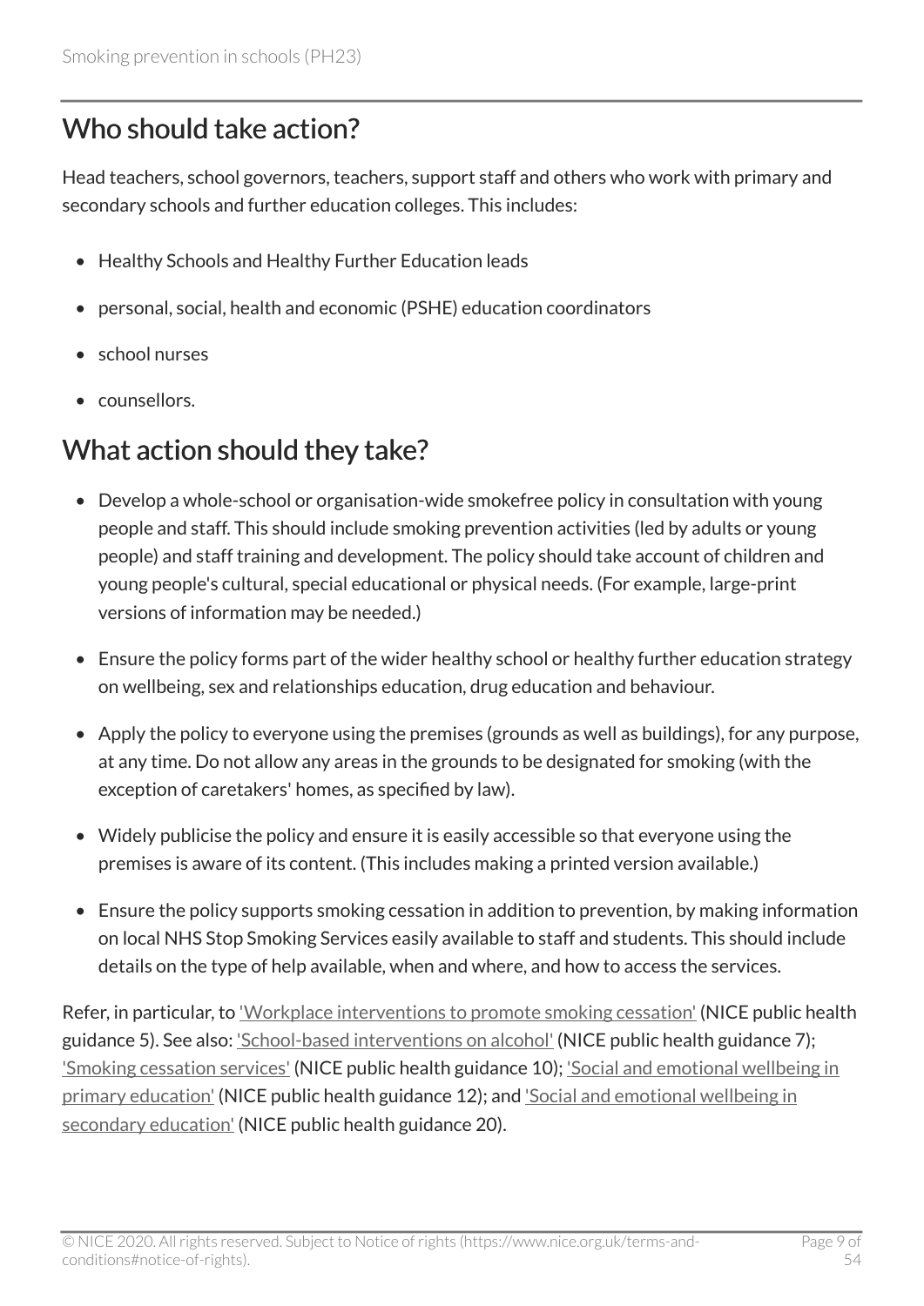## Who should take action?

Head teachers, school governors, teachers, support staff and others who work with primary and secondary schools and further education colleges. This includes:

- Healthy Schools and Healthy Further Education leads
- personal, social, health and economic (PSHE) education coordinators
- school nurses
- counsellors.

## What action should they take?

- Develop a whole-school or organisation-wide smokefree policy in consultation with young people and staff. This should include smoking prevention activities (led by adults or young people) and staff training and development. The policy should take account of children and young people's cultural, special educational or physical needs. (For example, large-print versions of information may be needed.)
- Ensure the policy forms part of the wider healthy school or healthy further education strategy on wellbeing, sex and relationships education, drug education and behaviour.
- Apply the policy to everyone using the premises (grounds as well as buildings), for any purpose, at any time. Do not allow any areas in the grounds to be designated for smoking (with the exception of caretakers' homes, as specified by law).
- Widely publicise the policy and ensure it is easily accessible so that everyone using the premises is aware of its content. (This includes making a printed version available.)
- Ensure the policy supports smoking cessation in addition to prevention, by making information on local NHS Stop Smoking Services easily available to staff and students. This should include details on the type of help available, when and where, and how to access the services.

Refer, in particular, to 'Workplace interventions to promote smoking cessation' (NICE public health guidance 5). See also: 'School-based interventions on alcohol' (NICE public health guidance 7); 'Smoking cessation services' (NICE public health guidance 10); 'Social and emotional wellbeing in primary education' (NICE public health guidance 12); and 'Social and emotional wellbeing in secondary education' (NICE public health guidance 20).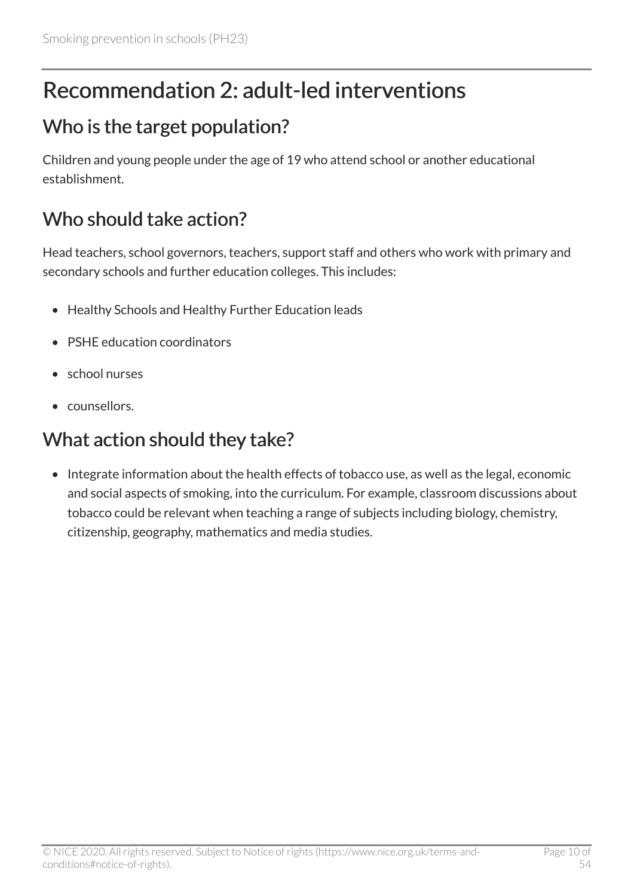# Recommendation 2: adult-led interventions

## Who is the target population?

Children and young people under the age of 19 who attend school or another educational establishment.

## Who should take action?

Head teachers, school governors, teachers, support staff and others who work with primary and secondary schools and further education colleges. This includes:

- Healthy Schools and Healthy Further Education leads
- PSHE education coordinators
- school nurses
- counsellors.

## What action should they take?

- Integrate information about the health effects of tobacco use, as well as the legal, economic and social aspects of smoking, into the curriculum. For example, classroom discussions about tobacco could be relevant when teaching a range of subjects including biology, chemistry, citizenship, geography, mathematics and media studies.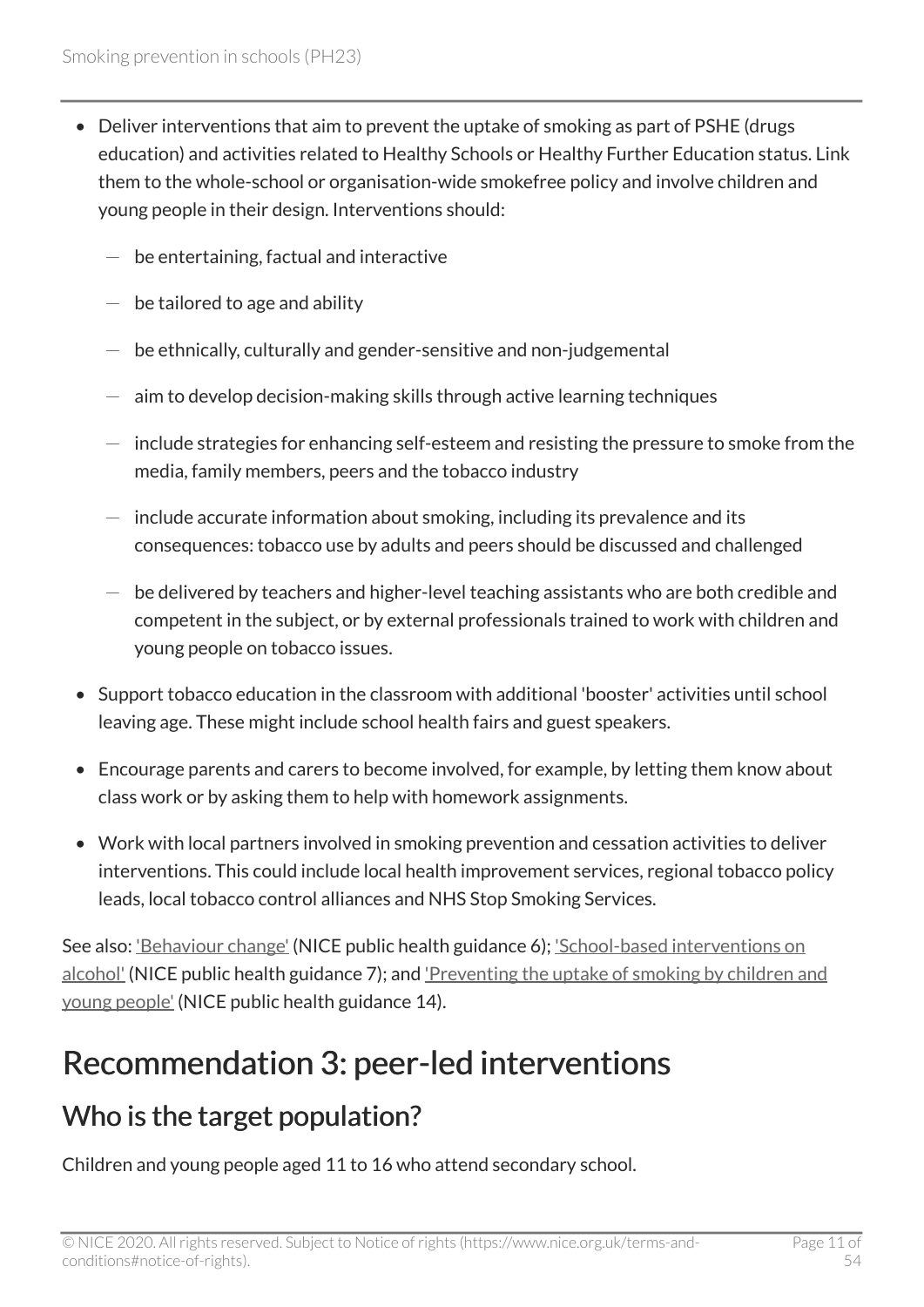- Deliver interventions that aim to prevent the uptake of smoking as part of PSHE (drugs education) and activities related to Healthy Schools or Healthy Further Education status. Link them to the whole-school or organisation-wide smokefree policy and involve children and young people in their design. Interventions should:
  - be entertaining, factual and interactive
  - be tailored to age and ability
  - be ethnically, culturally and gender-sensitive and non-judgemental
  - aim to develop decision-making skills through active learning techniques
  - include strategies for enhancing self-esteem and resisting the pressure to smoke from the media, family members, peers and the tobacco industry
  - include accurate information about smoking, including its prevalence and its consequences: tobacco use by adults and peers should be discussed and challenged
  - be delivered by teachers and higher-level teaching assistants who are both credible and competent in the subject, or by external professionals trained to work with children and young people on tobacco issues.
- Support tobacco education in the classroom with additional 'booster' activities until school leaving age. These might include school health fairs and guest speakers.
- Encourage parents and carers to become involved, for example, by letting them know about class work or by asking them to help with homework assignments.
- Work with local partners involved in smoking prevention and cessation activities to deliver interventions. This could include local health improvement services, regional tobacco policy leads, local tobacco control alliances and NHS Stop Smoking Services.

See also: 'Behaviour change' (NICE public health guidance 6); 'School-based interventions on alcohol' (NICE public health guidance 7); and 'Preventing the uptake of smoking by children and young people' (NICE public health guidance 14).

# Recommendation 3: peer-led interventions

## Who is the target population?

Children and young people aged 11 to 16 who attend secondary school.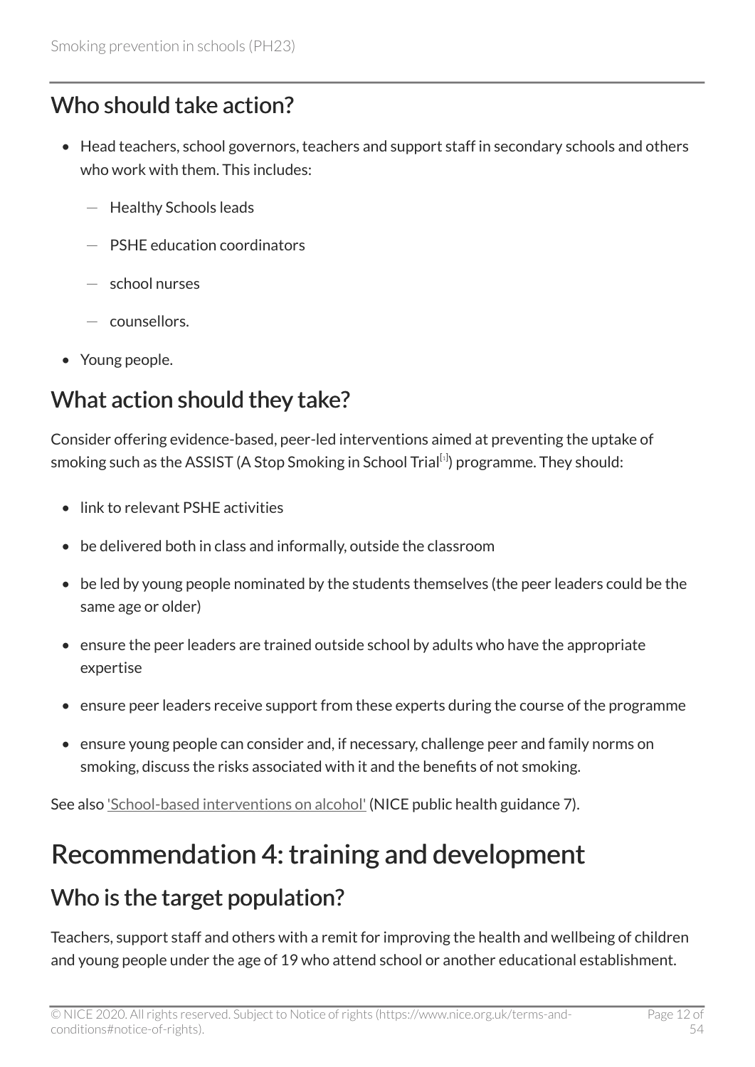## Who should take action?

- Head teachers, school governors, teachers and support staff in secondary schools and others who work with them. This includes:
  - Healthy Schools leads
  - PSHE education coordinators
  - school nurses
  - counsellors.
- Young people.

## What action should they take?

Consider offering evidence-based, peer-led interventions aimed at preventing the uptake of smoking such as the ASSIST (A Stop Smoking in School Trial[1]) programme. They should:

- link to relevant PSHE activities
- be delivered both in class and informally, outside the classroom
- be led by young people nominated by the students themselves (the peer leaders could be the same age or older)
- ensure the peer leaders are trained outside school by adults who have the appropriate expertise
- ensure peer leaders receive support from these experts during the course of the programme
- ensure young people can consider and, if necessary, challenge peer and family norms on smoking, discuss the risks associated with it and the benefits of not smoking.

See also 'School-based interventions on alcohol' (NICE public health guidance 7).

# Recommendation 4: training and development

## Who is the target population?

Teachers, support staff and others with a remit for improving the health and wellbeing of children and young people under the age of 19 who attend school or another educational establishment.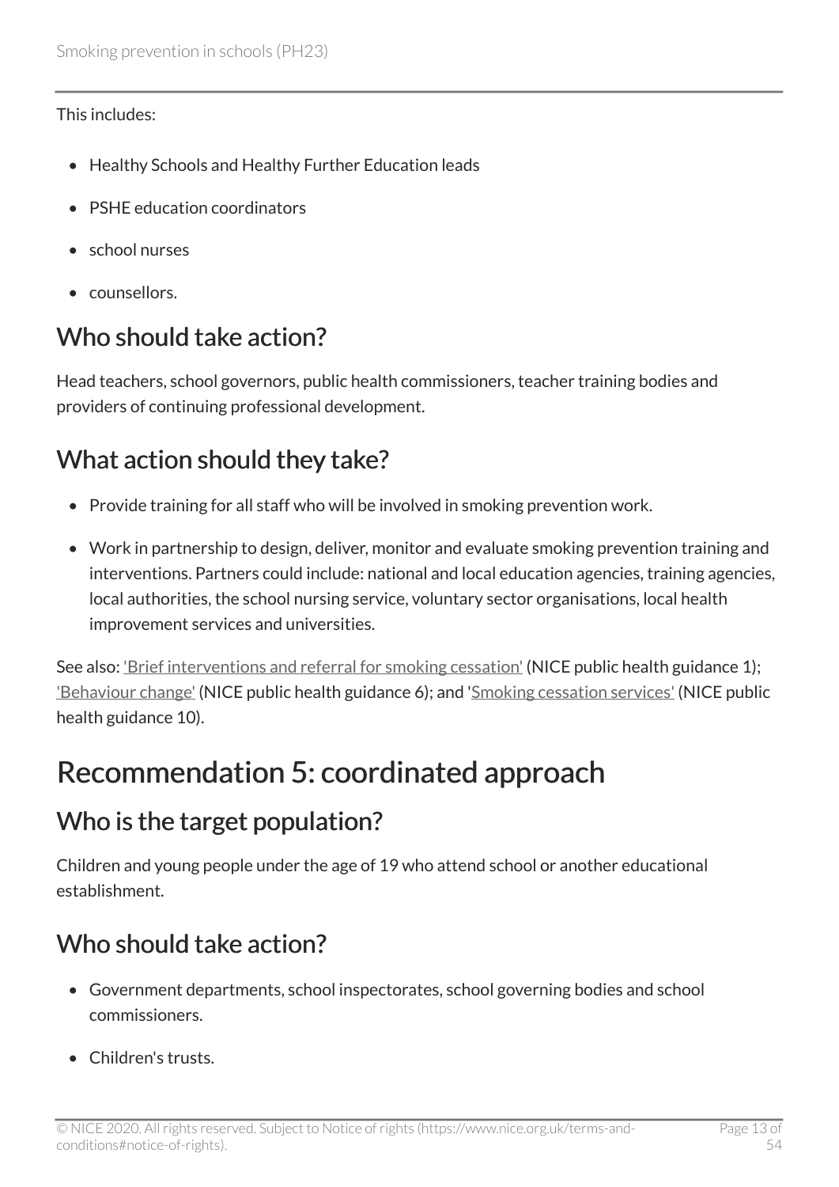This includes:

- Healthy Schools and Healthy Further Education leads
- PSHE education coordinators
- school nurses
- counsellors.

## Who should take action?

Head teachers, school governors, public health commissioners, teacher training bodies and providers of continuing professional development.

## What action should they take?

- Provide training for all staff who will be involved in smoking prevention work.
- Work in partnership to design, deliver, monitor and evaluate smoking prevention training and interventions. Partners could include: national and local education agencies, training agencies, local authorities, the school nursing service, voluntary sector organisations, local health improvement services and universities.

See also: 'Brief interventions and referral for smoking cessation' (NICE public health guidance 1); 'Behaviour change' (NICE public health guidance 6); and 'Smoking cessation services' (NICE public health guidance 10).

# Recommendation 5: coordinated approach

## Who is the target population?

Children and young people under the age of 19 who attend school or another educational establishment.

## Who should take action?

- Government departments, school inspectorates, school governing bodies and school commissioners.
- Children's trusts.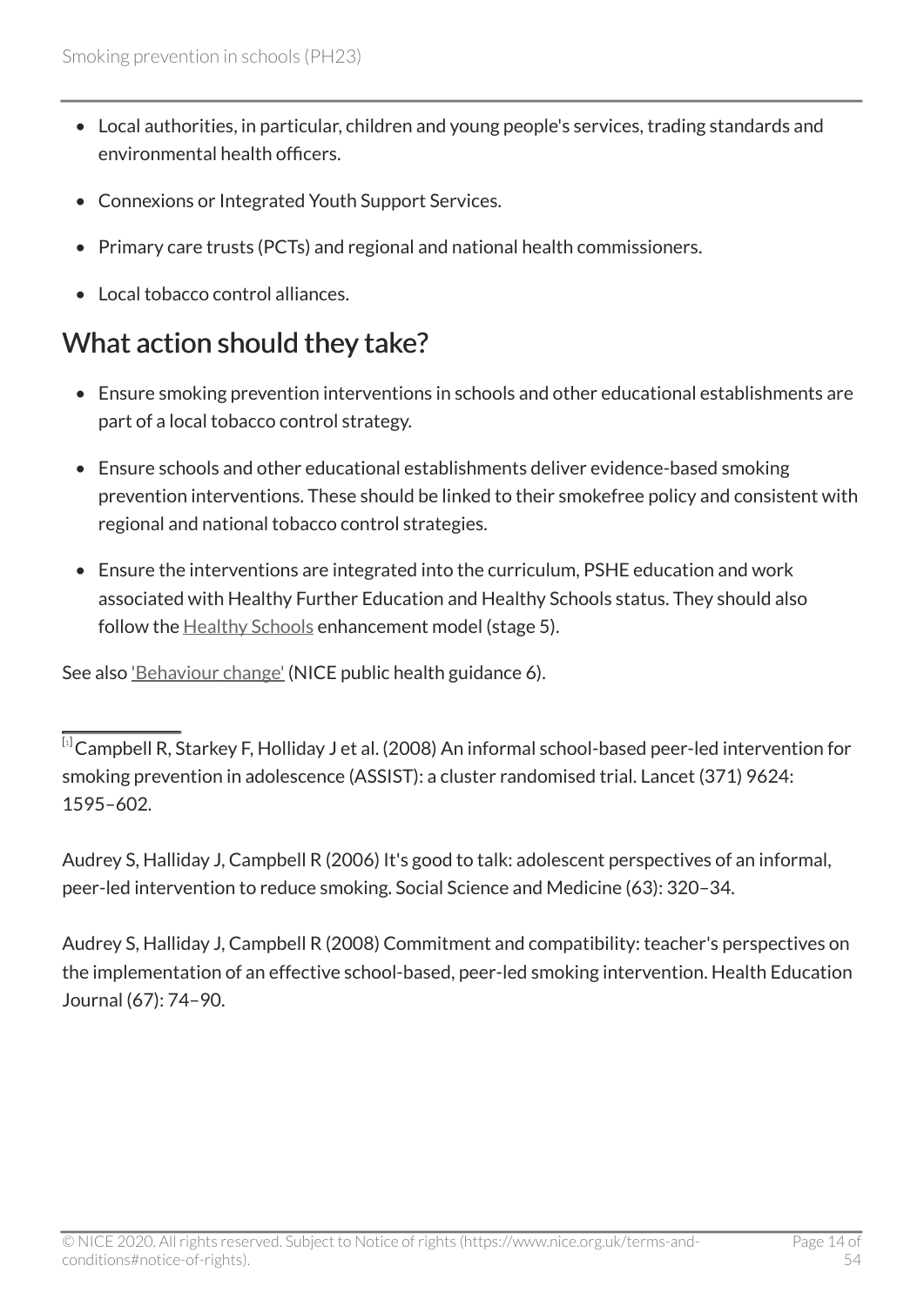- Local authorities, in particular, children and young people's services, trading standards and environmental health officers.
- Connexions or Integrated Youth Support Services.
- Primary care trusts (PCTs) and regional and national health commissioners.
- Local tobacco control alliances.

## What action should they take?

- Ensure smoking prevention interventions in schools and other educational establishments are part of a local tobacco control strategy.
- Ensure schools and other educational establishments deliver evidence-based smoking prevention interventions. These should be linked to their smokefree policy and consistent with regional and national tobacco control strategies.
- Ensure the interventions are integrated into the curriculum, PSHE education and work associated with Healthy Further Education and Healthy Schools status. They should also follow the Healthy Schools enhancement model (stage 5).

See also 'Behaviour change' (NICE public health guidance 6).

---

[1] Campbell R, Starkey F, Holliday J et al. (2008) An informal school-based peer-led intervention for smoking prevention in adolescence (ASSIST): a cluster randomised trial. Lancet (371) 9624: 1595–602.

Audrey S, Halliday J, Campbell R (2006) It's good to talk: adolescent perspectives of an informal, peer-led intervention to reduce smoking. Social Science and Medicine (63): 320–34.

Audrey S, Halliday J, Campbell R (2008) Commitment and compatibility: teacher's perspectives on the implementation of an effective school-based, peer-led smoking intervention. Health Education Journal (67): 74–90.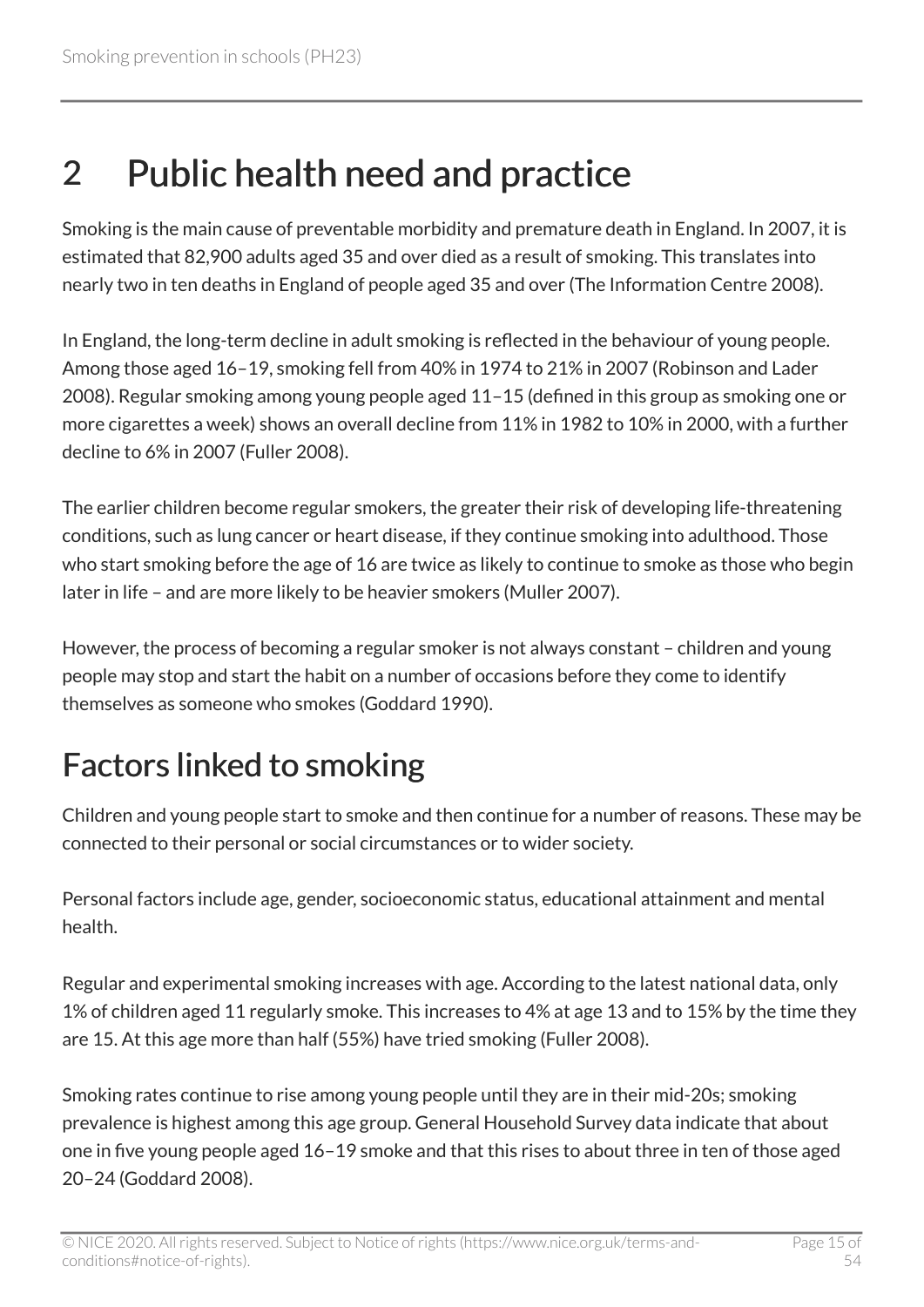# 2 Public health need and practice

Smoking is the main cause of preventable morbidity and premature death in England. In 2007, it is estimated that 82,900 adults aged 35 and over died as a result of smoking. This translates into nearly two in ten deaths in England of people aged 35 and over (The Information Centre 2008).

In England, the long-term decline in adult smoking is reflected in the behaviour of young people. Among those aged 16–19, smoking fell from 40% in 1974 to 21% in 2007 (Robinson and Lader 2008). Regular smoking among young people aged 11–15 (defined in this group as smoking one or more cigarettes a week) shows an overall decline from 11% in 1982 to 10% in 2000, with a further decline to 6% in 2007 (Fuller 2008).

The earlier children become regular smokers, the greater their risk of developing life-threatening conditions, such as lung cancer or heart disease, if they continue smoking into adulthood. Those who start smoking before the age of 16 are twice as likely to continue to smoke as those who begin later in life – and are more likely to be heavier smokers (Muller 2007).

However, the process of becoming a regular smoker is not always constant – children and young people may stop and start the habit on a number of occasions before they come to identify themselves as someone who smokes (Goddard 1990).

## Factors linked to smoking

Children and young people start to smoke and then continue for a number of reasons. These may be connected to their personal or social circumstances or to wider society.

Personal factors include age, gender, socioeconomic status, educational attainment and mental health.

Regular and experimental smoking increases with age. According to the latest national data, only 1% of children aged 11 regularly smoke. This increases to 4% at age 13 and to 15% by the time they are 15. At this age more than half (55%) have tried smoking (Fuller 2008).

Smoking rates continue to rise among young people until they are in their mid-20s; smoking prevalence is highest among this age group. General Household Survey data indicate that about one in five young people aged 16–19 smoke and that this rises to about three in ten of those aged 20–24 (Goddard 2008).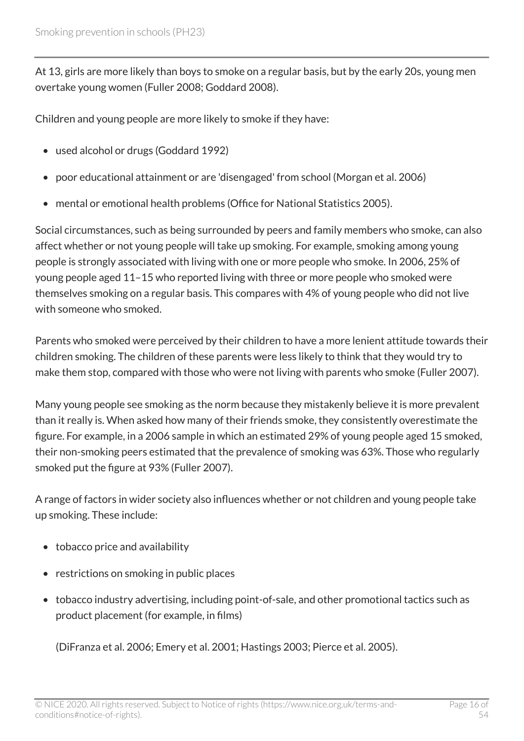At 13, girls are more likely than boys to smoke on a regular basis, but by the early 20s, young men overtake young women (Fuller 2008; Goddard 2008).

Children and young people are more likely to smoke if they have:

- used alcohol or drugs (Goddard 1992)
- poor educational attainment or are 'disengaged' from school (Morgan et al. 2006)
- mental or emotional health problems (Office for National Statistics 2005).

Social circumstances, such as being surrounded by peers and family members who smoke, can also affect whether or not young people will take up smoking. For example, smoking among young people is strongly associated with living with one or more people who smoke. In 2006, 25% of young people aged 11–15 who reported living with three or more people who smoked were themselves smoking on a regular basis. This compares with 4% of young people who did not live with someone who smoked.

Parents who smoked were perceived by their children to have a more lenient attitude towards their children smoking. The children of these parents were less likely to think that they would try to make them stop, compared with those who were not living with parents who smoke (Fuller 2007).

Many young people see smoking as the norm because they mistakenly believe it is more prevalent than it really is. When asked how many of their friends smoke, they consistently overestimate the figure. For example, in a 2006 sample in which an estimated 29% of young people aged 15 smoked, their non-smoking peers estimated that the prevalence of smoking was 63%. Those who regularly smoked put the figure at 93% (Fuller 2007).

A range of factors in wider society also influences whether or not children and young people take up smoking. These include:

- tobacco price and availability
- restrictions on smoking in public places
- tobacco industry advertising, including point-of-sale, and other promotional tactics such as product placement (for example, in films)

  (DiFranza et al. 2006; Emery et al. 2001; Hastings 2003; Pierce et al. 2005).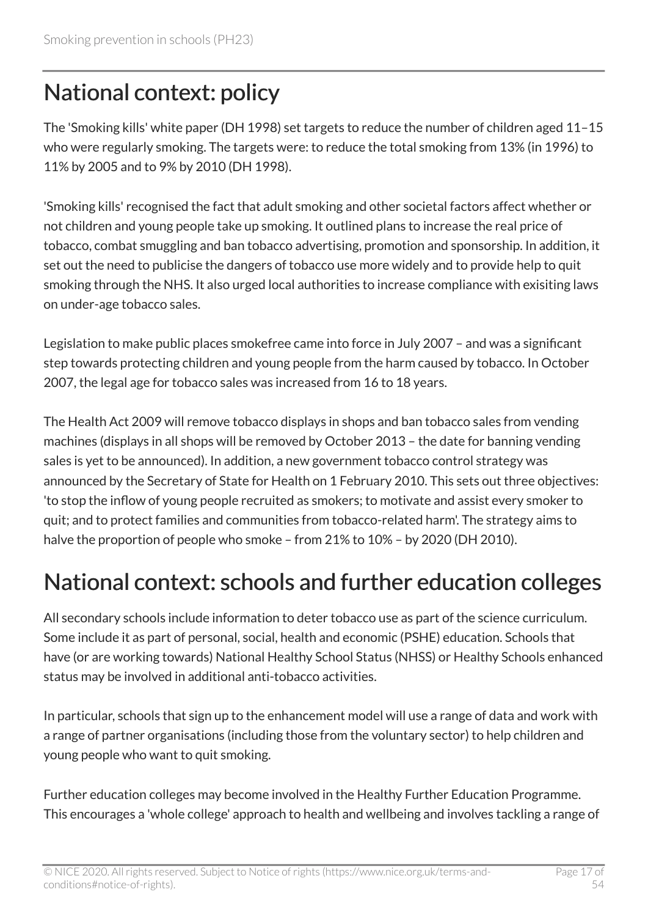## National context: policy

The 'Smoking kills' white paper (DH 1998) set targets to reduce the number of children aged 11–15 who were regularly smoking. The targets were: to reduce the total smoking from 13% (in 1996) to 11% by 2005 and to 9% by 2010 (DH 1998).

'Smoking kills' recognised the fact that adult smoking and other societal factors affect whether or not children and young people take up smoking. It outlined plans to increase the real price of tobacco, combat smuggling and ban tobacco advertising, promotion and sponsorship. In addition, it set out the need to publicise the dangers of tobacco use more widely and to provide help to quit smoking through the NHS. It also urged local authorities to increase compliance with exisiting laws on under-age tobacco sales.

Legislation to make public places smokefree came into force in July 2007 – and was a significant step towards protecting children and young people from the harm caused by tobacco. In October 2007, the legal age for tobacco sales was increased from 16 to 18 years.

The Health Act 2009 will remove tobacco displays in shops and ban tobacco sales from vending machines (displays in all shops will be removed by October 2013 – the date for banning vending sales is yet to be announced). In addition, a new government tobacco control strategy was announced by the Secretary of State for Health on 1 February 2010. This sets out three objectives: 'to stop the inflow of young people recruited as smokers; to motivate and assist every smoker to quit; and to protect families and communities from tobacco-related harm'. The strategy aims to halve the proportion of people who smoke – from 21% to 10% – by 2020 (DH 2010).

## National context: schools and further education colleges

All secondary schools include information to deter tobacco use as part of the science curriculum. Some include it as part of personal, social, health and economic (PSHE) education. Schools that have (or are working towards) National Healthy School Status (NHSS) or Healthy Schools enhanced status may be involved in additional anti-tobacco activities.

In particular, schools that sign up to the enhancement model will use a range of data and work with a range of partner organisations (including those from the voluntary sector) to help children and young people who want to quit smoking.

Further education colleges may become involved in the Healthy Further Education Programme. This encourages a 'whole college' approach to health and wellbeing and involves tackling a range of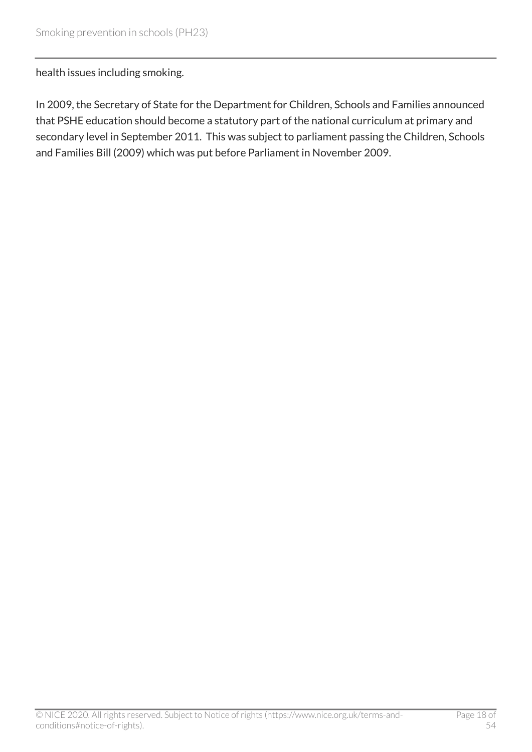health issues including smoking.

In 2009, the Secretary of State for the Department for Children, Schools and Families announced that PSHE education should become a statutory part of the national curriculum at primary and secondary level in September 2011. This was subject to parliament passing the Children, Schools and Families Bill (2009) which was put before Parliament in November 2009.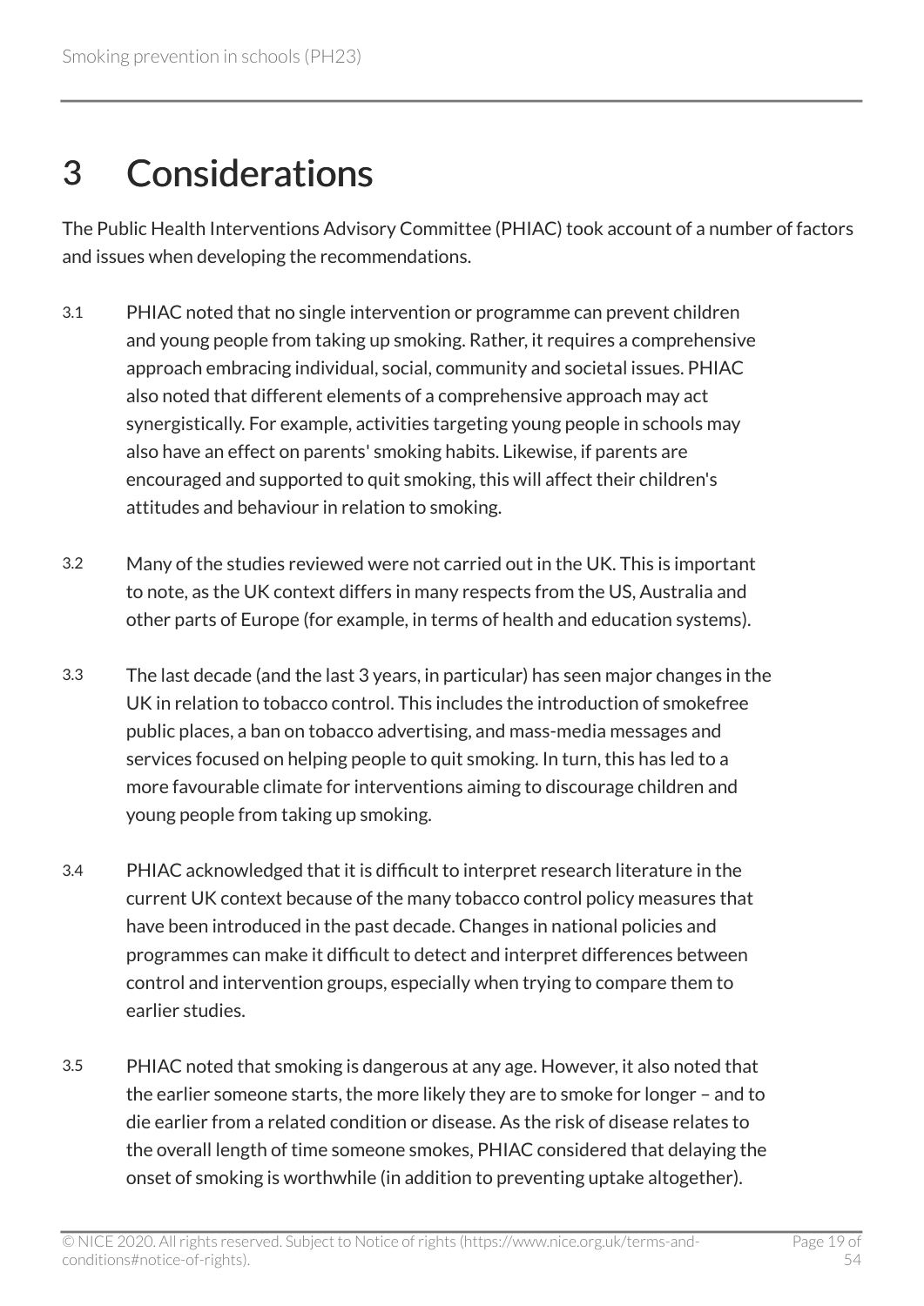# 3 Considerations

The Public Health Interventions Advisory Committee (PHIAC) took account of a number of factors and issues when developing the recommendations.

3.1 PHIAC noted that no single intervention or programme can prevent children and young people from taking up smoking. Rather, it requires a comprehensive approach embracing individual, social, community and societal issues. PHIAC also noted that different elements of a comprehensive approach may act synergistically. For example, activities targeting young people in schools may also have an effect on parents' smoking habits. Likewise, if parents are encouraged and supported to quit smoking, this will affect their children's attitudes and behaviour in relation to smoking.

3.2 Many of the studies reviewed were not carried out in the UK. This is important to note, as the UK context differs in many respects from the US, Australia and other parts of Europe (for example, in terms of health and education systems).

3.3 The last decade (and the last 3 years, in particular) has seen major changes in the UK in relation to tobacco control. This includes the introduction of smokefree public places, a ban on tobacco advertising, and mass-media messages and services focused on helping people to quit smoking. In turn, this has led to a more favourable climate for interventions aiming to discourage children and young people from taking up smoking.

3.4 PHIAC acknowledged that it is difficult to interpret research literature in the current UK context because of the many tobacco control policy measures that have been introduced in the past decade. Changes in national policies and programmes can make it difficult to detect and interpret differences between control and intervention groups, especially when trying to compare them to earlier studies.

3.5 PHIAC noted that smoking is dangerous at any age. However, it also noted that the earlier someone starts, the more likely they are to smoke for longer – and to die earlier from a related condition or disease. As the risk of disease relates to the overall length of time someone smokes, PHIAC considered that delaying the onset of smoking is worthwhile (in addition to preventing uptake altogether).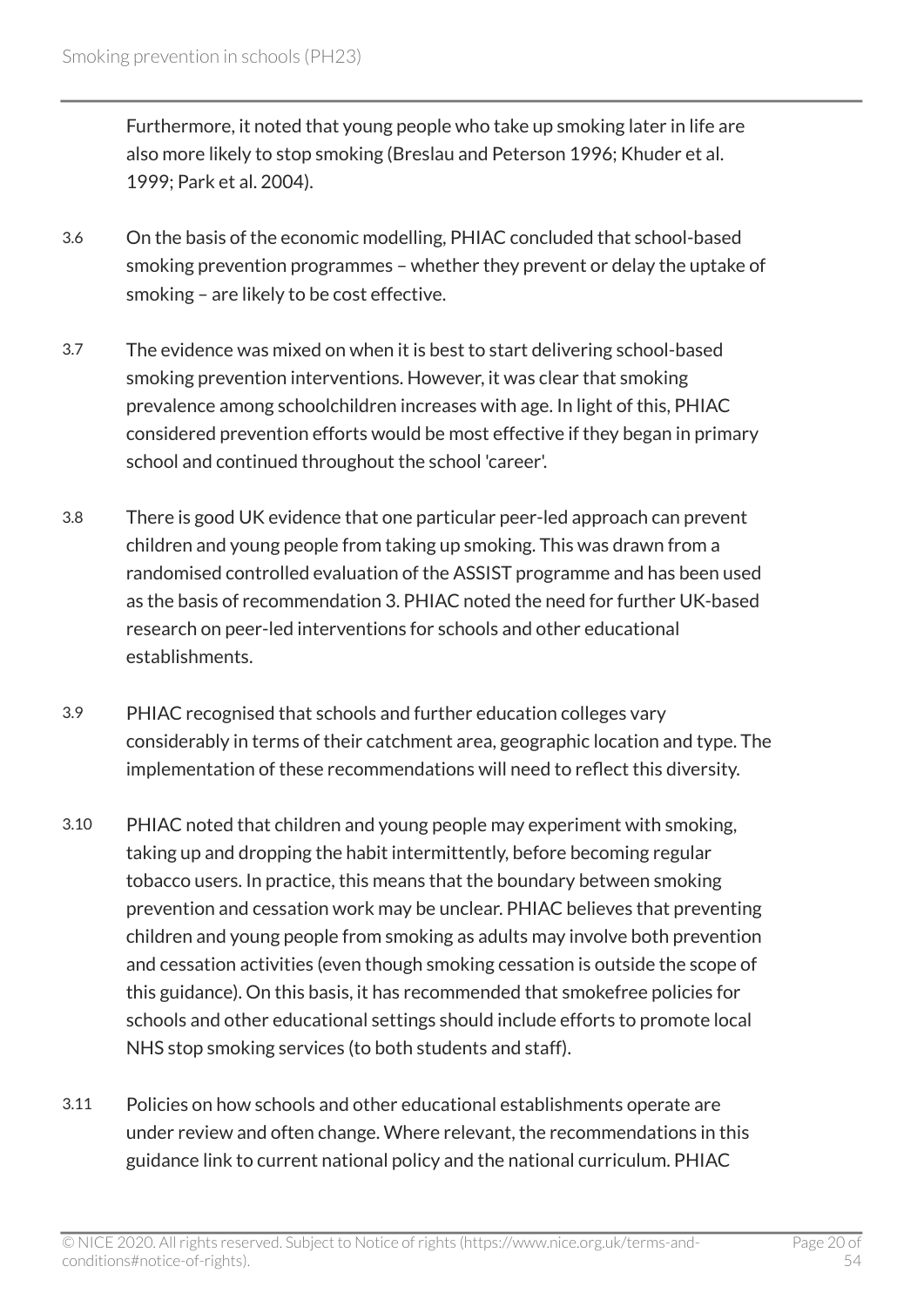Furthermore, it noted that young people who take up smoking later in life are also more likely to stop smoking (Breslau and Peterson 1996; Khuder et al. 1999; Park et al. 2004).

3.6 On the basis of the economic modelling, PHIAC concluded that school-based smoking prevention programmes – whether they prevent or delay the uptake of smoking – are likely to be cost effective.

3.7 The evidence was mixed on when it is best to start delivering school-based smoking prevention interventions. However, it was clear that smoking prevalence among schoolchildren increases with age. In light of this, PHIAC considered prevention efforts would be most effective if they began in primary school and continued throughout the school 'career'.

3.8 There is good UK evidence that one particular peer-led approach can prevent children and young people from taking up smoking. This was drawn from a randomised controlled evaluation of the ASSIST programme and has been used as the basis of recommendation 3. PHIAC noted the need for further UK-based research on peer-led interventions for schools and other educational establishments.

3.9 PHIAC recognised that schools and further education colleges vary considerably in terms of their catchment area, geographic location and type. The implementation of these recommendations will need to reflect this diversity.

3.10 PHIAC noted that children and young people may experiment with smoking, taking up and dropping the habit intermittently, before becoming regular tobacco users. In practice, this means that the boundary between smoking prevention and cessation work may be unclear. PHIAC believes that preventing children and young people from smoking as adults may involve both prevention and cessation activities (even though smoking cessation is outside the scope of this guidance). On this basis, it has recommended that smokefree policies for schools and other educational settings should include efforts to promote local NHS stop smoking services (to both students and staff).

3.11 Policies on how schools and other educational establishments operate are under review and often change. Where relevant, the recommendations in this guidance link to current national policy and the national curriculum. PHIAC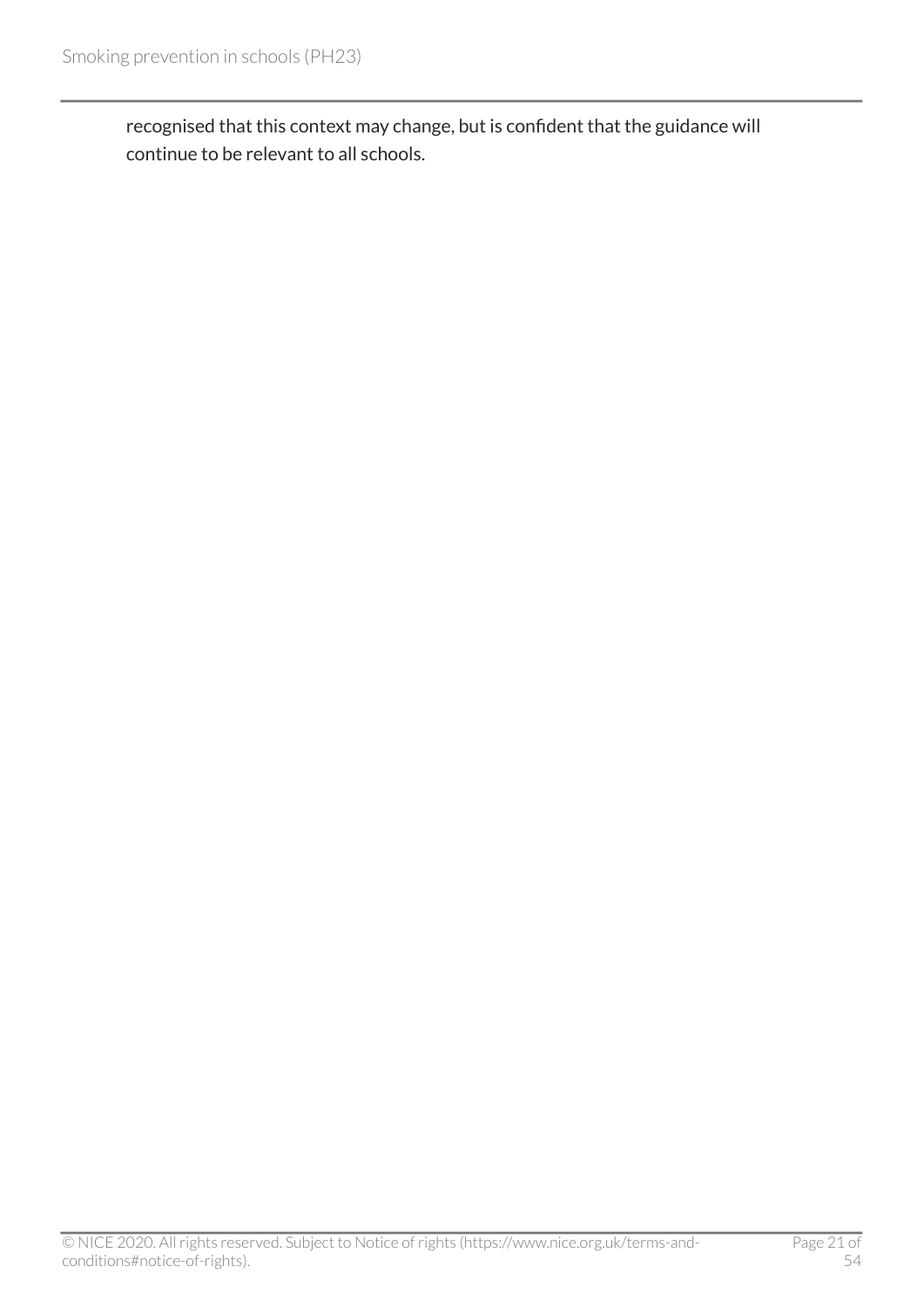recognised that this context may change, but is confident that the guidance will continue to be relevant to all schools.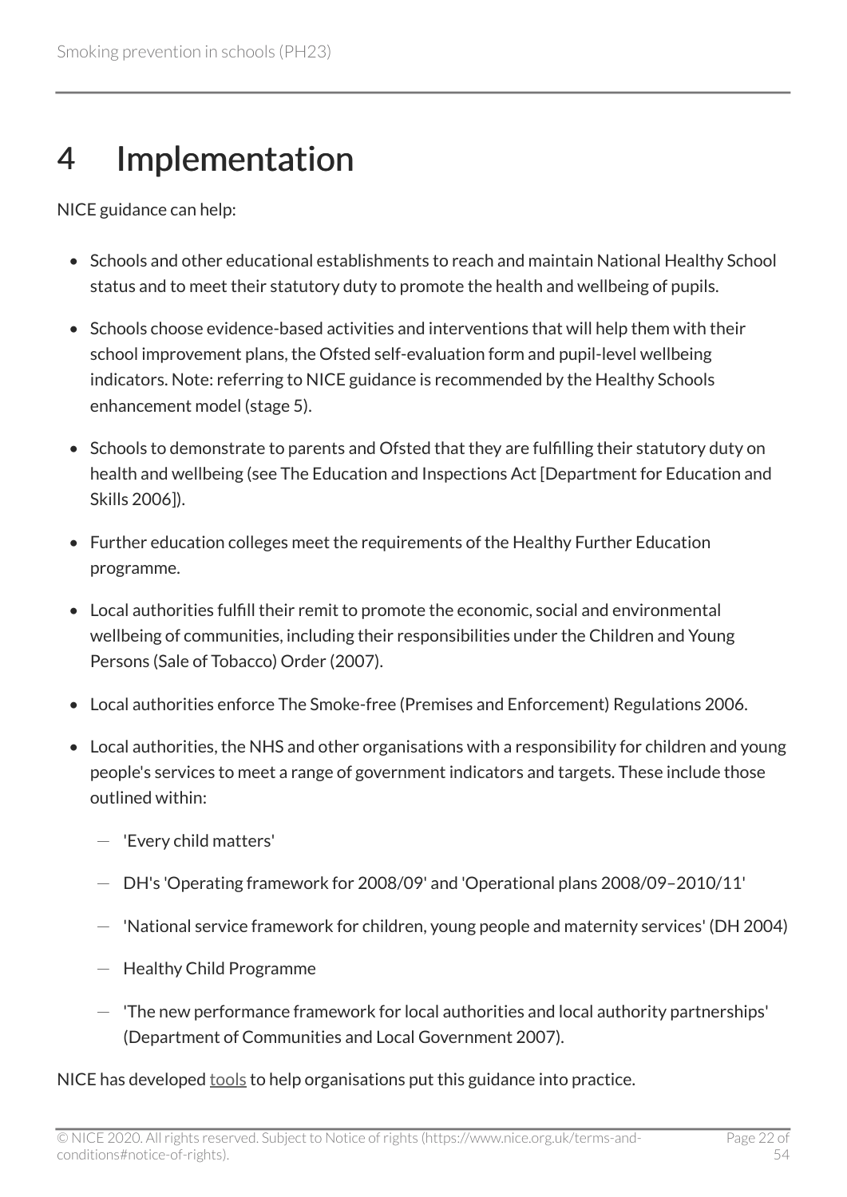# 4 Implementation

NICE guidance can help:

- Schools and other educational establishments to reach and maintain National Healthy School status and to meet their statutory duty to promote the health and wellbeing of pupils.
- Schools choose evidence-based activities and interventions that will help them with their school improvement plans, the Ofsted self-evaluation form and pupil-level wellbeing indicators. Note: referring to NICE guidance is recommended by the Healthy Schools enhancement model (stage 5).
- Schools to demonstrate to parents and Ofsted that they are fulfilling their statutory duty on health and wellbeing (see The Education and Inspections Act [Department for Education and Skills 2006]).
- Further education colleges meet the requirements of the Healthy Further Education programme.
- Local authorities fulfill their remit to promote the economic, social and environmental wellbeing of communities, including their responsibilities under the Children and Young Persons (Sale of Tobacco) Order (2007).
- Local authorities enforce The Smoke-free (Premises and Enforcement) Regulations 2006.
- Local authorities, the NHS and other organisations with a responsibility for children and young people's services to meet a range of government indicators and targets. These include those outlined within:
  - 'Every child matters'
  - DH's 'Operating framework for 2008/09' and 'Operational plans 2008/09–2010/11'
  - 'National service framework for children, young people and maternity services' (DH 2004)
  - Healthy Child Programme
  - 'The new performance framework for local authorities and local authority partnerships' (Department of Communities and Local Government 2007).

NICE has developed tools to help organisations put this guidance into practice.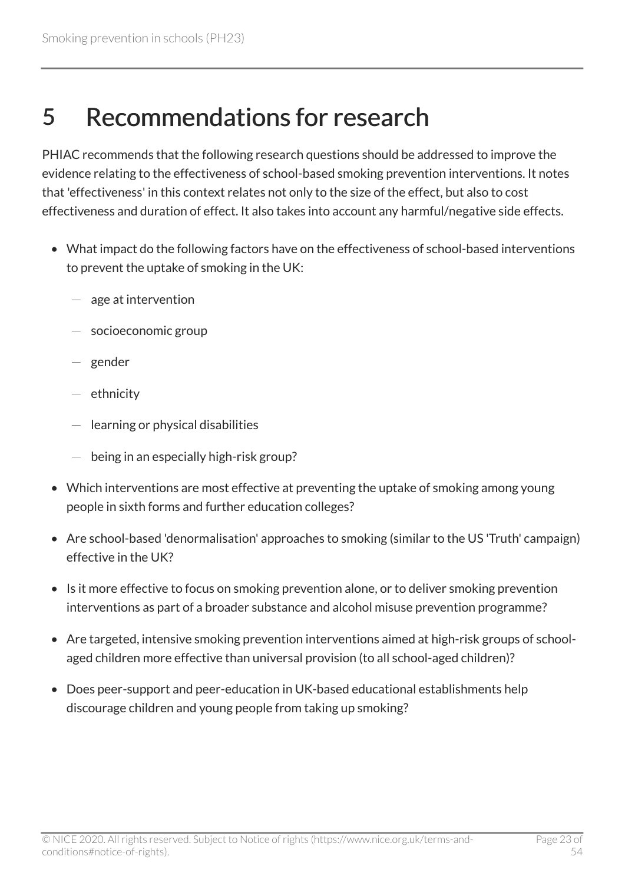# 5 Recommendations for research

PHIAC recommends that the following research questions should be addressed to improve the evidence relating to the effectiveness of school-based smoking prevention interventions. It notes that 'effectiveness' in this context relates not only to the size of the effect, but also to cost effectiveness and duration of effect. It also takes into account any harmful/negative side effects.

- What impact do the following factors have on the effectiveness of school-based interventions to prevent the uptake of smoking in the UK:
  - age at intervention
  - socioeconomic group
  - gender
  - ethnicity
  - learning or physical disabilities
  - being in an especially high-risk group?
- Which interventions are most effective at preventing the uptake of smoking among young people in sixth forms and further education colleges?
- Are school-based 'denormalisation' approaches to smoking (similar to the US 'Truth' campaign) effective in the UK?
- Is it more effective to focus on smoking prevention alone, or to deliver smoking prevention interventions as part of a broader substance and alcohol misuse prevention programme?
- Are targeted, intensive smoking prevention interventions aimed at high-risk groups of school-aged children more effective than universal provision (to all school-aged children)?
- Does peer-support and peer-education in UK-based educational establishments help discourage children and young people from taking up smoking?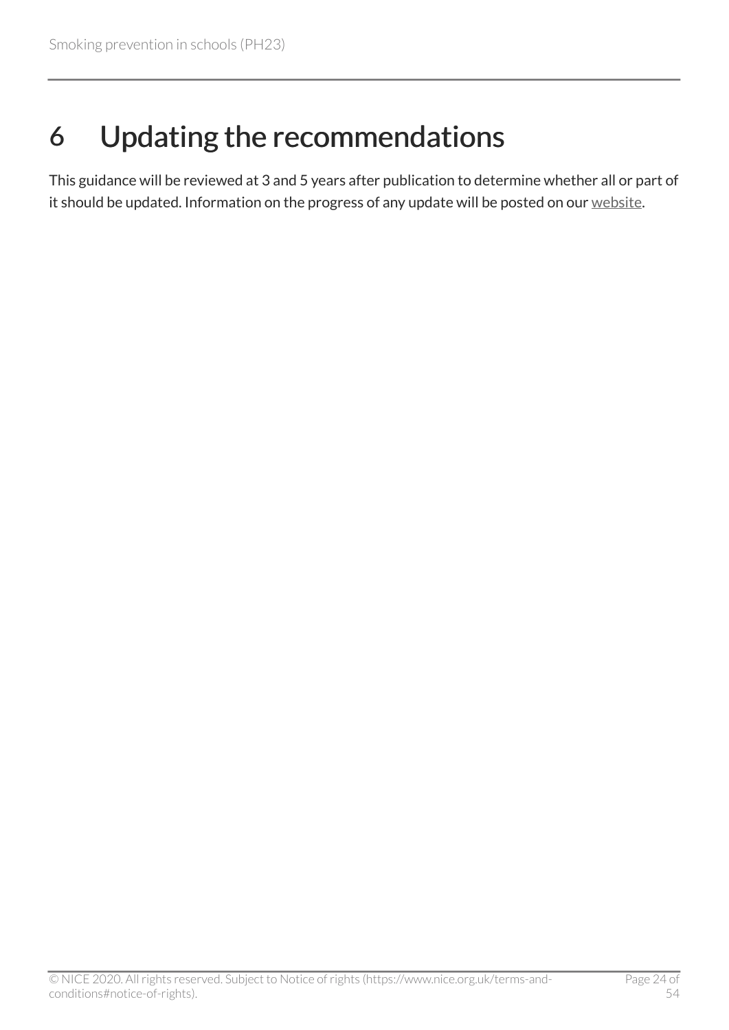# 6 Updating the recommendations

This guidance will be reviewed at 3 and 5 years after publication to determine whether all or part of it should be updated. Information on the progress of any update will be posted on our website.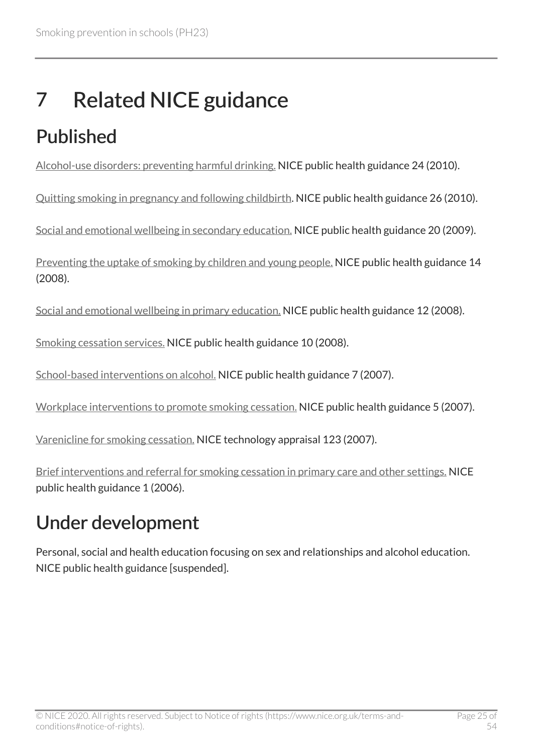# 7 Related NICE guidance

## Published

Alcohol-use disorders: preventing harmful drinking. NICE public health guidance 24 (2010).

Quitting smoking in pregnancy and following childbirth. NICE public health guidance 26 (2010).

Social and emotional wellbeing in secondary education. NICE public health guidance 20 (2009).

Preventing the uptake of smoking by children and young people. NICE public health guidance 14 (2008).

Social and emotional wellbeing in primary education. NICE public health guidance 12 (2008).

Smoking cessation services. NICE public health guidance 10 (2008).

School-based interventions on alcohol. NICE public health guidance 7 (2007).

Workplace interventions to promote smoking cessation. NICE public health guidance 5 (2007).

Varenicline for smoking cessation. NICE technology appraisal 123 (2007).

Brief interventions and referral for smoking cessation in primary care and other settings. NICE public health guidance 1 (2006).

## Under development

Personal, social and health education focusing on sex and relationships and alcohol education. NICE public health guidance [suspended].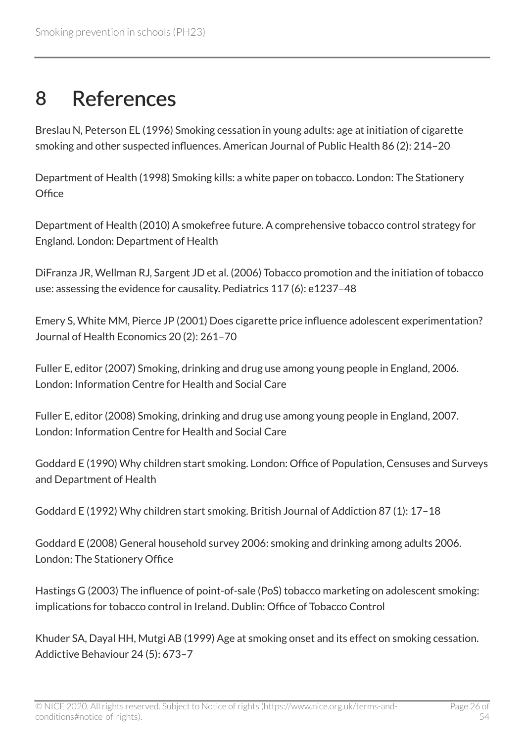# 8 References

Breslau N, Peterson EL (1996) Smoking cessation in young adults: age at initiation of cigarette smoking and other suspected influences. American Journal of Public Health 86 (2): 214–20

Department of Health (1998) Smoking kills: a white paper on tobacco. London: The Stationery Office

Department of Health (2010) A smokefree future. A comprehensive tobacco control strategy for England. London: Department of Health

DiFranza JR, Wellman RJ, Sargent JD et al. (2006) Tobacco promotion and the initiation of tobacco use: assessing the evidence for causality. Pediatrics 117 (6): e1237–48

Emery S, White MM, Pierce JP (2001) Does cigarette price influence adolescent experimentation? Journal of Health Economics 20 (2): 261–70

Fuller E, editor (2007) Smoking, drinking and drug use among young people in England, 2006. London: Information Centre for Health and Social Care

Fuller E, editor (2008) Smoking, drinking and drug use among young people in England, 2007. London: Information Centre for Health and Social Care

Goddard E (1990) Why children start smoking. London: Office of Population, Censuses and Surveys and Department of Health

Goddard E (1992) Why children start smoking. British Journal of Addiction 87 (1): 17–18

Goddard E (2008) General household survey 2006: smoking and drinking among adults 2006. London: The Stationery Office

Hastings G (2003) The influence of point-of-sale (PoS) tobacco marketing on adolescent smoking: implications for tobacco control in Ireland. Dublin: Office of Tobacco Control

Khuder SA, Dayal HH, Mutgi AB (1999) Age at smoking onset and its effect on smoking cessation. Addictive Behaviour 24 (5): 673–7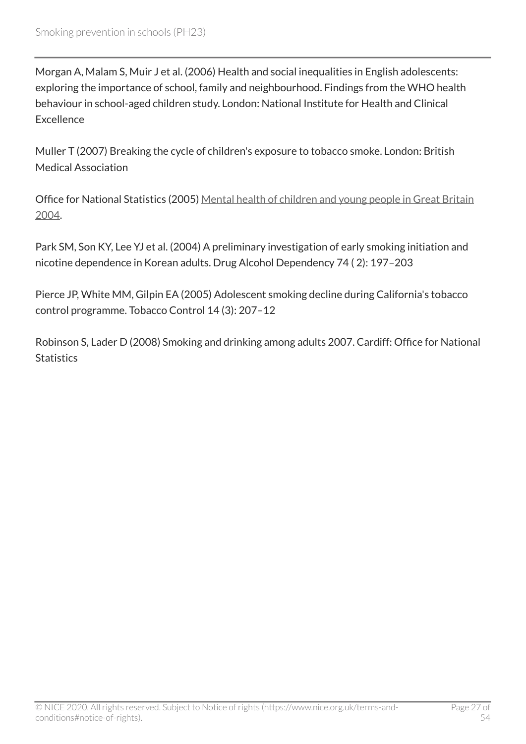Morgan A, Malam S, Muir J et al. (2006) Health and social inequalities in English adolescents: exploring the importance of school, family and neighbourhood. Findings from the WHO health behaviour in school-aged children study. London: National Institute for Health and Clinical Excellence

Muller T (2007) Breaking the cycle of children's exposure to tobacco smoke. London: British Medical Association

Office for National Statistics (2005) Mental health of children and young people in Great Britain 2004.

Park SM, Son KY, Lee YJ et al. (2004) A preliminary investigation of early smoking initiation and nicotine dependence in Korean adults. Drug Alcohol Dependency 74 ( 2): 197–203

Pierce JP, White MM, Gilpin EA (2005) Adolescent smoking decline during California's tobacco control programme. Tobacco Control 14 (3): 207–12

Robinson S, Lader D (2008) Smoking and drinking among adults 2007. Cardiff: Office for National Statistics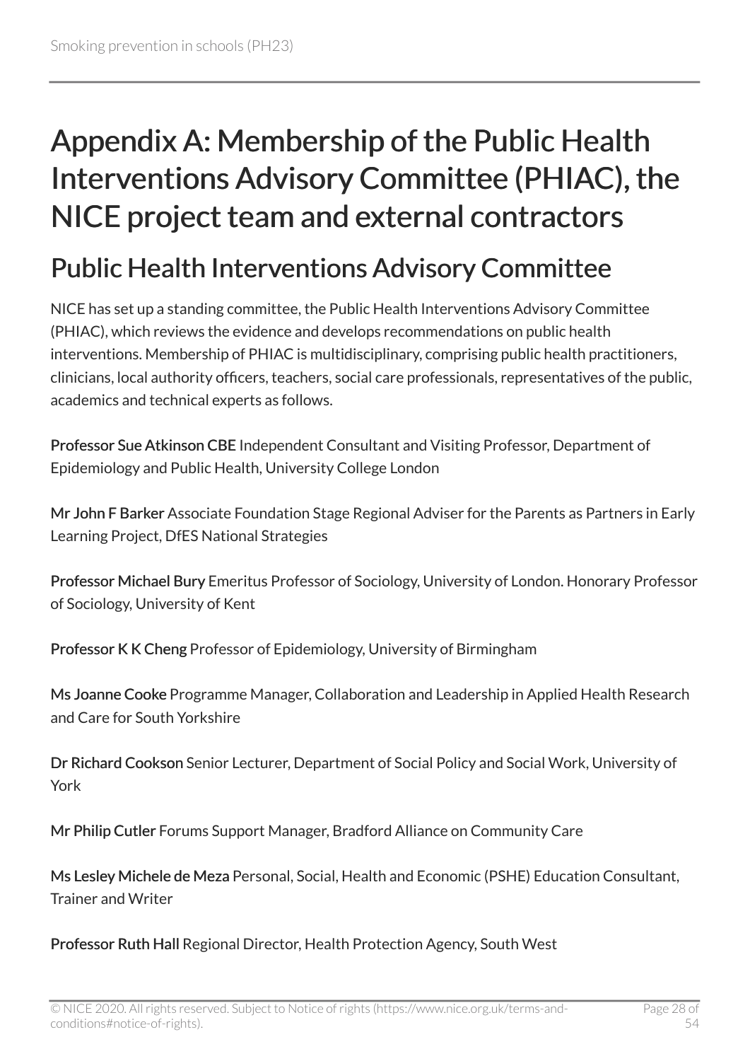# Appendix A: Membership of the Public Health Interventions Advisory Committee (PHIAC), the NICE project team and external contractors

## Public Health Interventions Advisory Committee

NICE has set up a standing committee, the Public Health Interventions Advisory Committee (PHIAC), which reviews the evidence and develops recommendations on public health interventions. Membership of PHIAC is multidisciplinary, comprising public health practitioners, clinicians, local authority officers, teachers, social care professionals, representatives of the public, academics and technical experts as follows.

**Professor Sue Atkinson CBE** Independent Consultant and Visiting Professor, Department of Epidemiology and Public Health, University College London

**Mr John F Barker** Associate Foundation Stage Regional Adviser for the Parents as Partners in Early Learning Project, DfES National Strategies

**Professor Michael Bury** Emeritus Professor of Sociology, University of London. Honorary Professor of Sociology, University of Kent

**Professor K K Cheng** Professor of Epidemiology, University of Birmingham

**Ms Joanne Cooke** Programme Manager, Collaboration and Leadership in Applied Health Research and Care for South Yorkshire

**Dr Richard Cookson** Senior Lecturer, Department of Social Policy and Social Work, University of York

**Mr Philip Cutler** Forums Support Manager, Bradford Alliance on Community Care

**Ms Lesley Michele de Meza** Personal, Social, Health and Economic (PSHE) Education Consultant, Trainer and Writer

**Professor Ruth Hall** Regional Director, Health Protection Agency, South West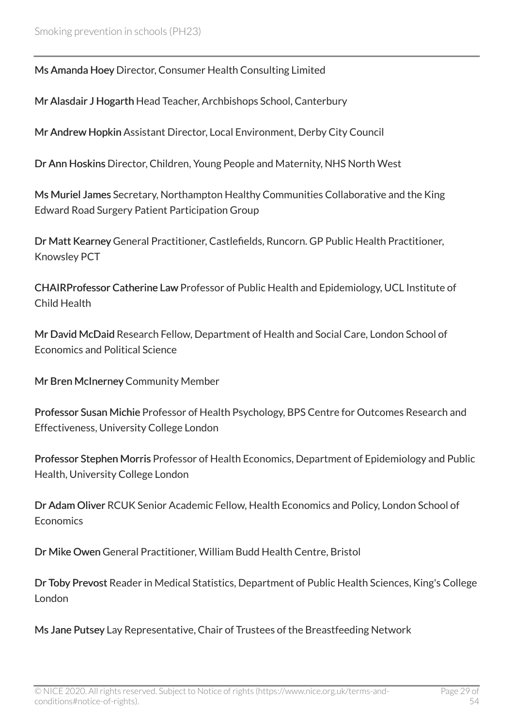**Ms Amanda Hoey** Director, Consumer Health Consulting Limited

**Mr Alasdair J Hogarth** Head Teacher, Archbishops School, Canterbury

**Mr Andrew Hopkin** Assistant Director, Local Environment, Derby City Council

**Dr Ann Hoskins** Director, Children, Young People and Maternity, NHS North West

**Ms Muriel James** Secretary, Northampton Healthy Communities Collaborative and the King Edward Road Surgery Patient Participation Group

**Dr Matt Kearney** General Practitioner, Castlefields, Runcorn. GP Public Health Practitioner, Knowsley PCT

**CHAIRProfessor Catherine Law** Professor of Public Health and Epidemiology, UCL Institute of Child Health

**Mr David McDaid** Research Fellow, Department of Health and Social Care, London School of Economics and Political Science

**Mr Bren McInerney** Community Member

**Professor Susan Michie** Professor of Health Psychology, BPS Centre for Outcomes Research and Effectiveness, University College London

**Professor Stephen Morris** Professor of Health Economics, Department of Epidemiology and Public Health, University College London

**Dr Adam Oliver** RCUK Senior Academic Fellow, Health Economics and Policy, London School of Economics

**Dr Mike Owen** General Practitioner, William Budd Health Centre, Bristol

**Dr Toby Prevost** Reader in Medical Statistics, Department of Public Health Sciences, King's College London

**Ms Jane Putsey** Lay Representative, Chair of Trustees of the Breastfeeding Network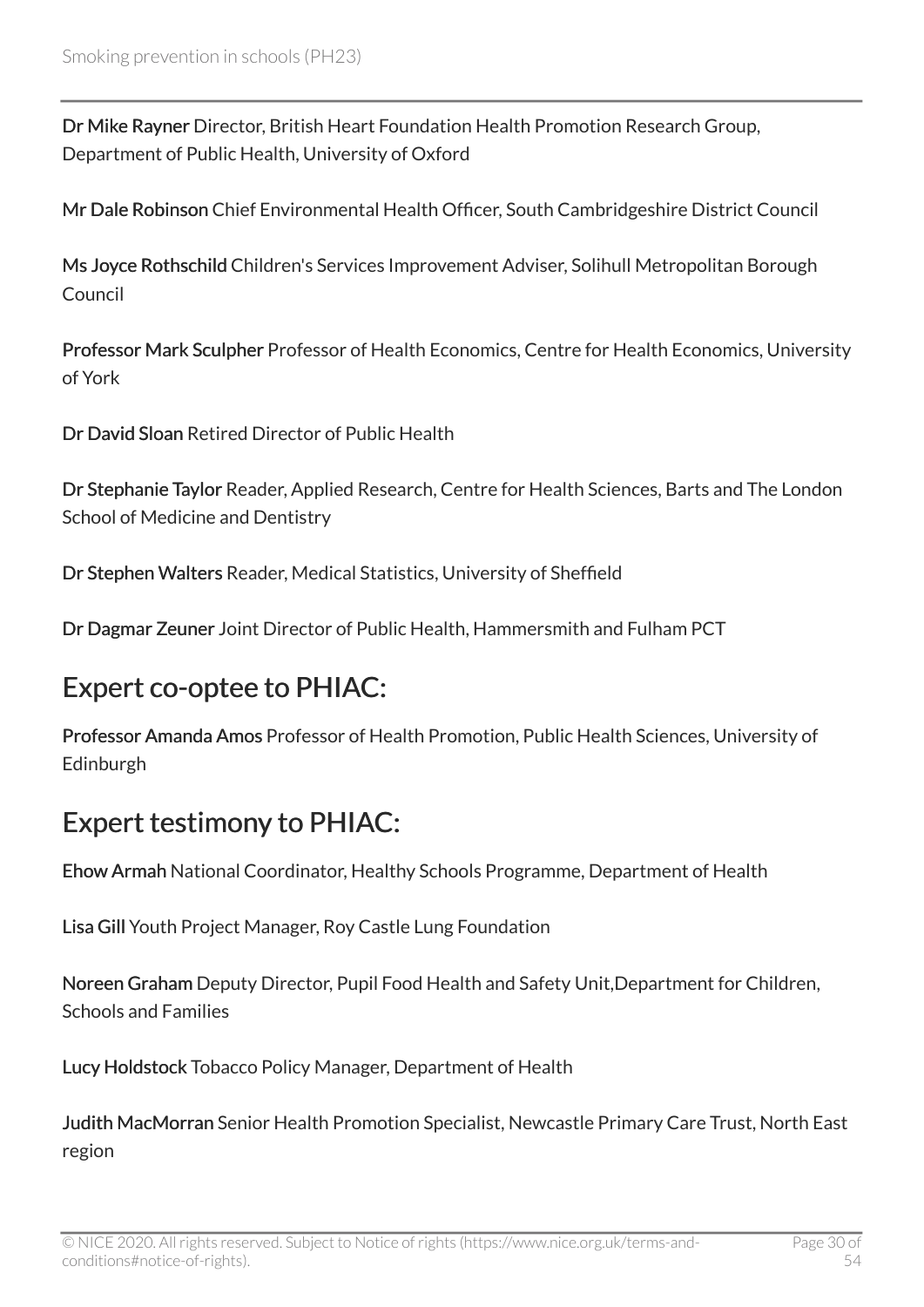**Dr Mike Rayner** Director, British Heart Foundation Health Promotion Research Group, Department of Public Health, University of Oxford

**Mr Dale Robinson** Chief Environmental Health Officer, South Cambridgeshire District Council

**Ms Joyce Rothschild** Children's Services Improvement Adviser, Solihull Metropolitan Borough Council

**Professor Mark Sculpher** Professor of Health Economics, Centre for Health Economics, University of York

**Dr David Sloan** Retired Director of Public Health

**Dr Stephanie Taylor** Reader, Applied Research, Centre for Health Sciences, Barts and The London School of Medicine and Dentistry

**Dr Stephen Walters** Reader, Medical Statistics, University of Sheffield

**Dr Dagmar Zeuner** Joint Director of Public Health, Hammersmith and Fulham PCT

## Expert co-optee to PHIAC:

**Professor Amanda Amos** Professor of Health Promotion, Public Health Sciences, University of Edinburgh

## Expert testimony to PHIAC:

**Ehow Armah** National Coordinator, Healthy Schools Programme, Department of Health

**Lisa Gill** Youth Project Manager, Roy Castle Lung Foundation

**Noreen Graham** Deputy Director, Pupil Food Health and Safety Unit,Department for Children, Schools and Families

**Lucy Holdstock** Tobacco Policy Manager, Department of Health

**Judith MacMorran** Senior Health Promotion Specialist, Newcastle Primary Care Trust, North East region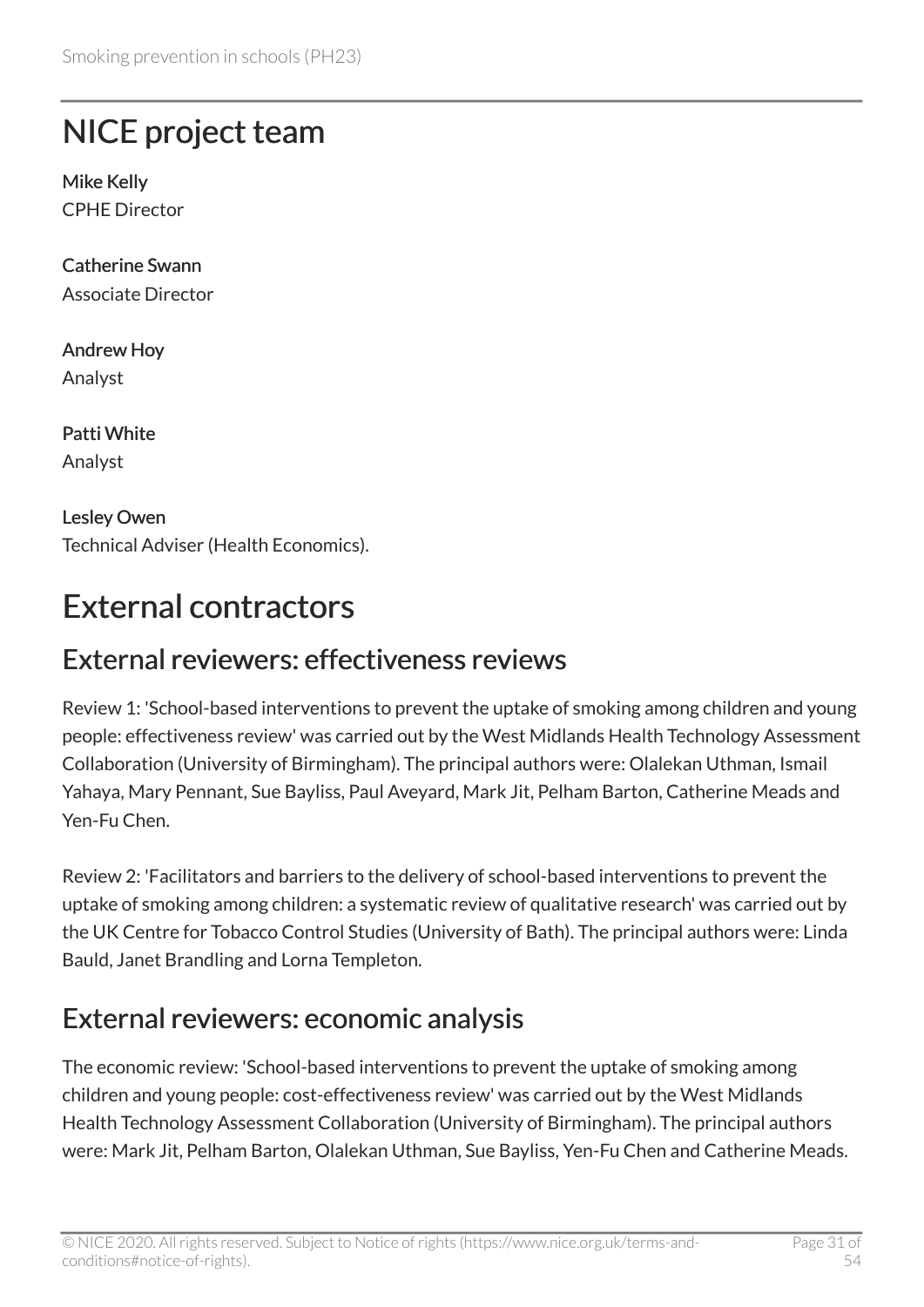# NICE project team

**Mike Kelly**
CPHE Director

**Catherine Swann**
Associate Director

**Andrew Hoy**
Analyst

**Patti White**
Analyst

**Lesley Owen**
Technical Adviser (Health Economics).

# External contractors

## External reviewers: effectiveness reviews

Review 1: 'School-based interventions to prevent the uptake of smoking among children and young people: effectiveness review' was carried out by the West Midlands Health Technology Assessment Collaboration (University of Birmingham). The principal authors were: Olalekan Uthman, Ismail Yahaya, Mary Pennant, Sue Bayliss, Paul Aveyard, Mark Jit, Pelham Barton, Catherine Meads and Yen-Fu Chen.

Review 2: 'Facilitators and barriers to the delivery of school-based interventions to prevent the uptake of smoking among children: a systematic review of qualitative research' was carried out by the UK Centre for Tobacco Control Studies (University of Bath). The principal authors were: Linda Bauld, Janet Brandling and Lorna Templeton.

## External reviewers: economic analysis

The economic review: 'School-based interventions to prevent the uptake of smoking among children and young people: cost-effectiveness review' was carried out by the West Midlands Health Technology Assessment Collaboration (University of Birmingham). The principal authors were: Mark Jit, Pelham Barton, Olalekan Uthman, Sue Bayliss, Yen-Fu Chen and Catherine Meads.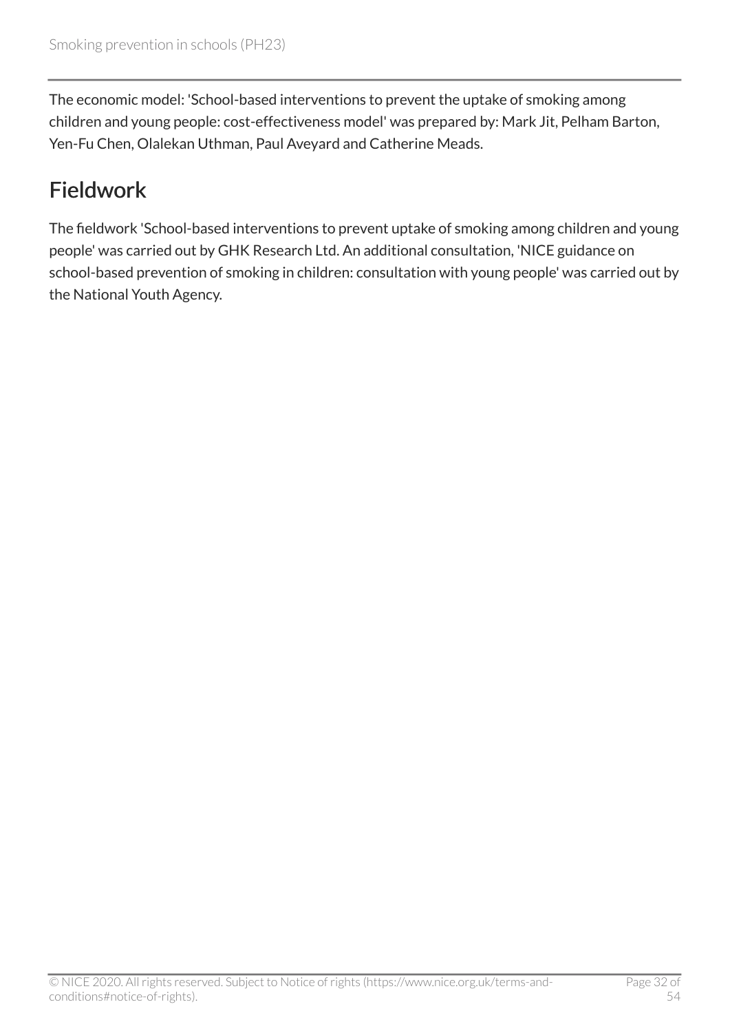The economic model: 'School-based interventions to prevent the uptake of smoking among children and young people: cost-effectiveness model' was prepared by: Mark Jit, Pelham Barton, Yen-Fu Chen, Olalekan Uthman, Paul Aveyard and Catherine Meads.

## Fieldwork

The fieldwork 'School-based interventions to prevent uptake of smoking among children and young people' was carried out by GHK Research Ltd. An additional consultation, 'NICE guidance on school-based prevention of smoking in children: consultation with young people' was carried out by the National Youth Agency.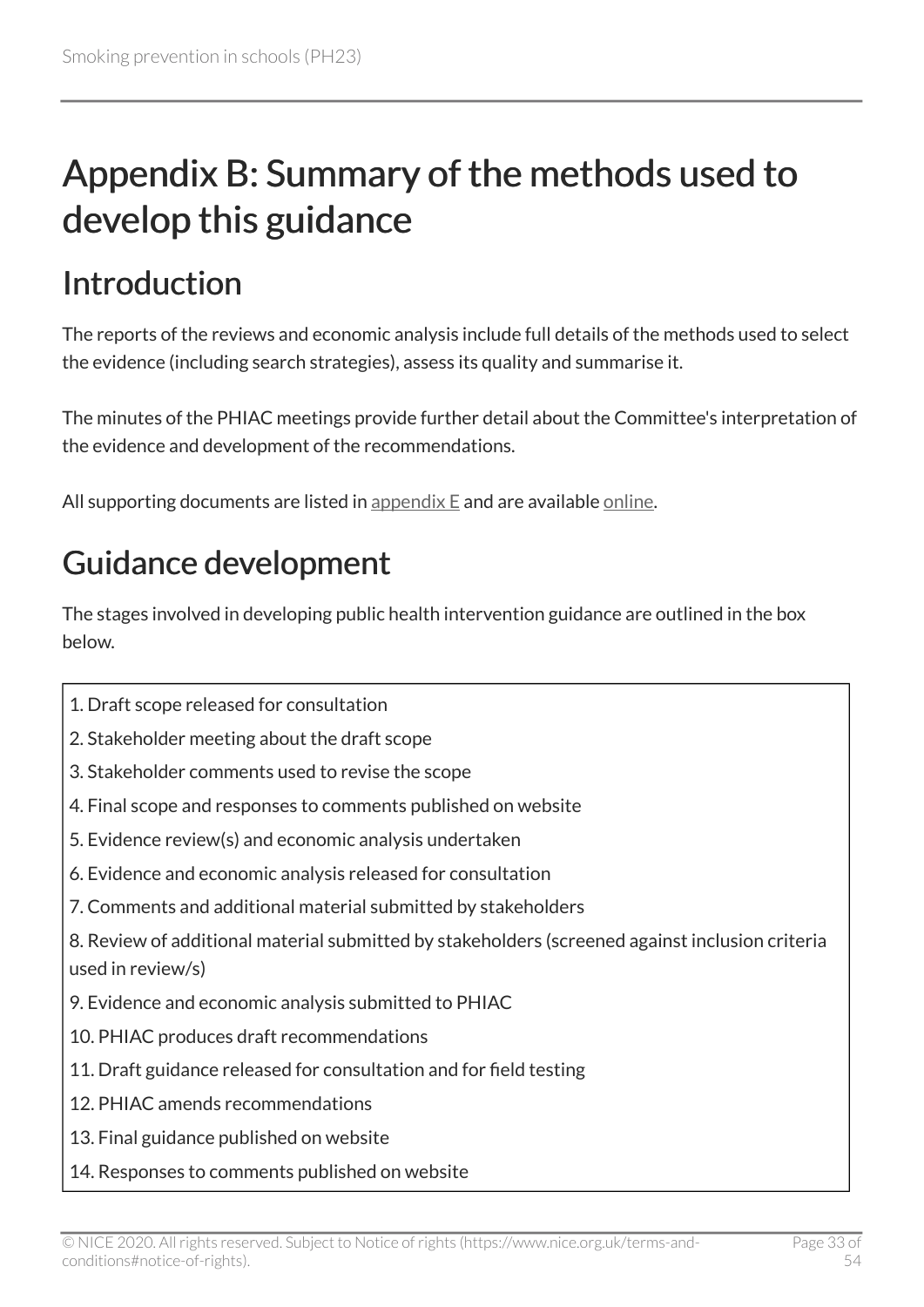# Appendix B: Summary of the methods used to develop this guidance

## Introduction

The reports of the reviews and economic analysis include full details of the methods used to select the evidence (including search strategies), assess its quality and summarise it.

The minutes of the PHIAC meetings provide further detail about the Committee's interpretation of the evidence and development of the recommendations.

All supporting documents are listed in appendix E and are available online.

## Guidance development

The stages involved in developing public health intervention guidance are outlined in the box below.

1. Draft scope released for consultation
2. Stakeholder meeting about the draft scope
3. Stakeholder comments used to revise the scope
4. Final scope and responses to comments published on website
5. Evidence review(s) and economic analysis undertaken
6. Evidence and economic analysis released for consultation
7. Comments and additional material submitted by stakeholders
8. Review of additional material submitted by stakeholders (screened against inclusion criteria used in review/s)
9. Evidence and economic analysis submitted to PHIAC
10. PHIAC produces draft recommendations
11. Draft guidance released for consultation and for field testing
12. PHIAC amends recommendations
13. Final guidance published on website
14. Responses to comments published on website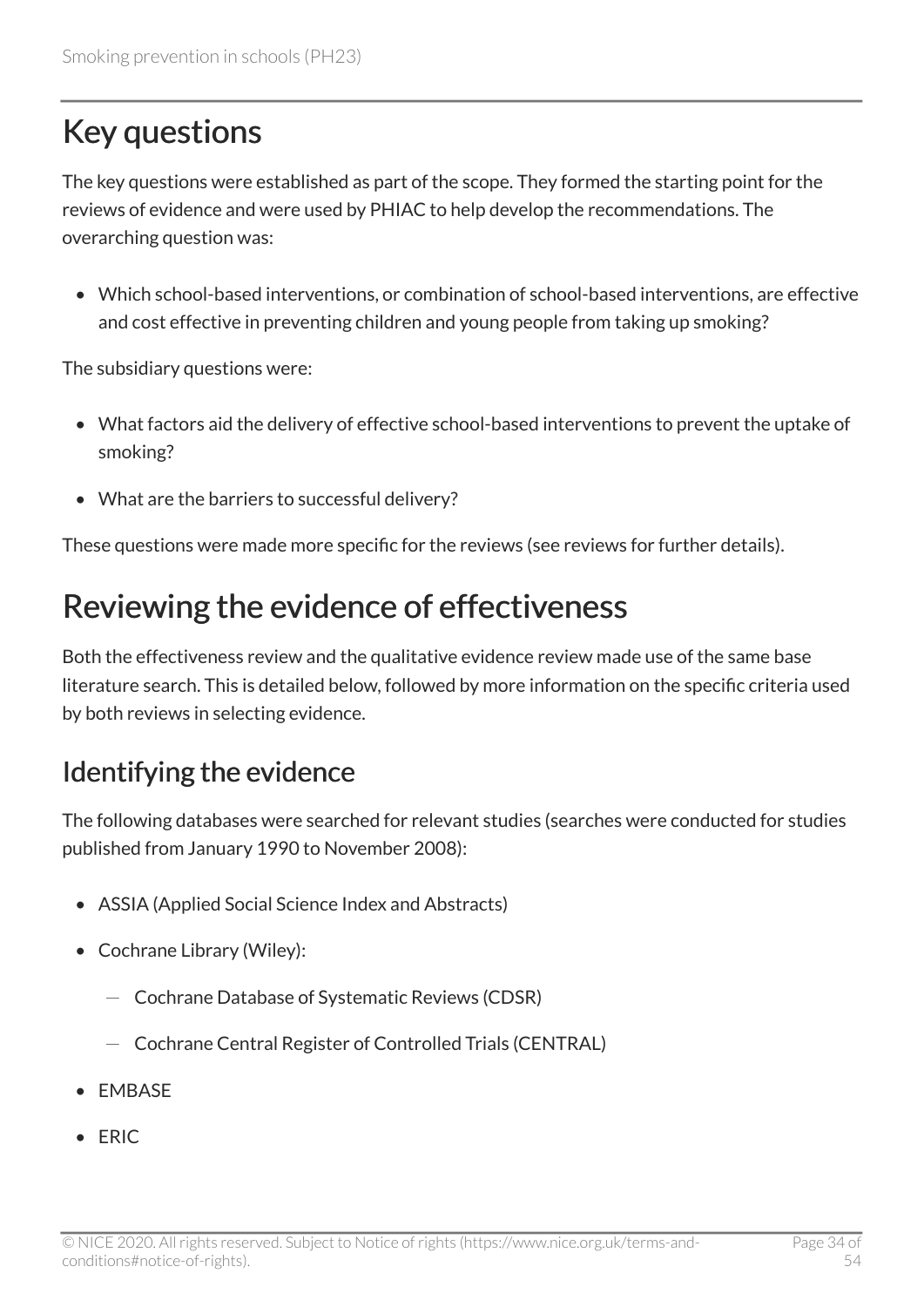## Key questions

The key questions were established as part of the scope. They formed the starting point for the reviews of evidence and were used by PHIAC to help develop the recommendations. The overarching question was:

- Which school-based interventions, or combination of school-based interventions, are effective and cost effective in preventing children and young people from taking up smoking?

The subsidiary questions were:

- What factors aid the delivery of effective school-based interventions to prevent the uptake of smoking?
- What are the barriers to successful delivery?

These questions were made more specific for the reviews (see reviews for further details).

## Reviewing the evidence of effectiveness

Both the effectiveness review and the qualitative evidence review made use of the same base literature search. This is detailed below, followed by more information on the specific criteria used by both reviews in selecting evidence.

### Identifying the evidence

The following databases were searched for relevant studies (searches were conducted for studies published from January 1990 to November 2008):

- ASSIA (Applied Social Science Index and Abstracts)
- Cochrane Library (Wiley):
    - Cochrane Database of Systematic Reviews (CDSR)
    - Cochrane Central Register of Controlled Trials (CENTRAL)
- EMBASE
- ERIC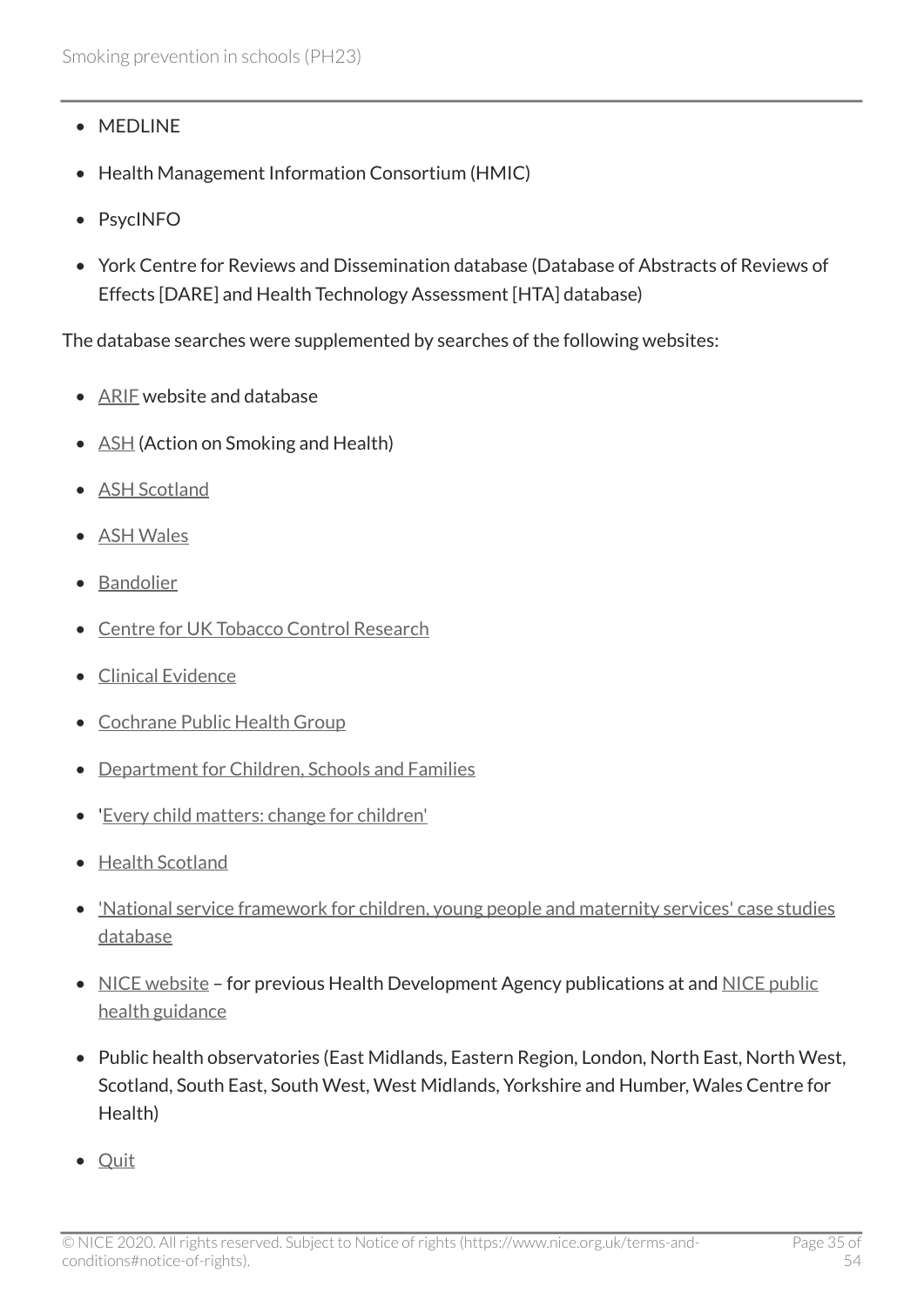- MEDLINE
- Health Management Information Consortium (HMIC)
- PsycINFO
- York Centre for Reviews and Dissemination database (Database of Abstracts of Reviews of Effects [DARE] and Health Technology Assessment [HTA] database)

The database searches were supplemented by searches of the following websites:

- ARIF website and database
- ASH (Action on Smoking and Health)
- ASH Scotland
- ASH Wales
- Bandolier
- Centre for UK Tobacco Control Research
- Clinical Evidence
- Cochrane Public Health Group
- Department for Children, Schools and Families
- 'Every child matters: change for children'
- Health Scotland
- 'National service framework for children, young people and maternity services' case studies database
- NICE website – for previous Health Development Agency publications at and NICE public health guidance
- Public health observatories (East Midlands, Eastern Region, London, North East, North West, Scotland, South East, South West, West Midlands, Yorkshire and Humber, Wales Centre for Health)
- Quit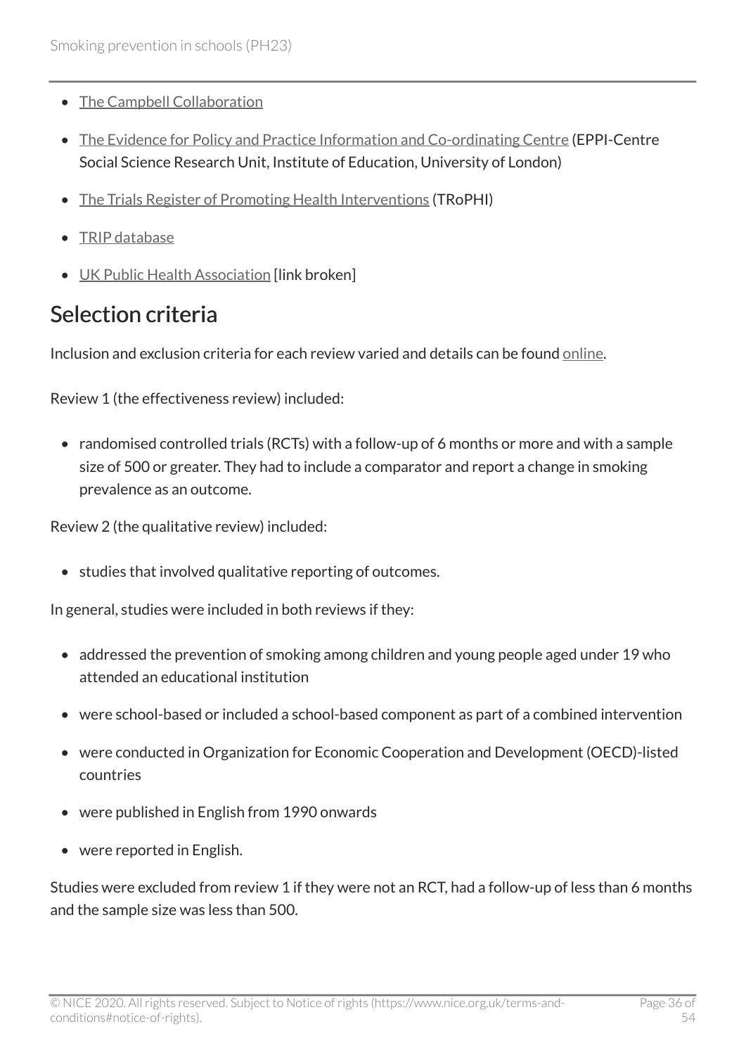- The Campbell Collaboration
- The Evidence for Policy and Practice Information and Co-ordinating Centre (EPPI-Centre Social Science Research Unit, Institute of Education, University of London)
- The Trials Register of Promoting Health Interventions (TRoPHI)
- TRIP database
- UK Public Health Association [link broken]

## Selection criteria

Inclusion and exclusion criteria for each review varied and details can be found online.

Review 1 (the effectiveness review) included:

- randomised controlled trials (RCTs) with a follow-up of 6 months or more and with a sample size of 500 or greater. They had to include a comparator and report a change in smoking prevalence as an outcome.

Review 2 (the qualitative review) included:

- studies that involved qualitative reporting of outcomes.

In general, studies were included in both reviews if they:

- addressed the prevention of smoking among children and young people aged under 19 who attended an educational institution
- were school-based or included a school-based component as part of a combined intervention
- were conducted in Organization for Economic Cooperation and Development (OECD)-listed countries
- were published in English from 1990 onwards
- were reported in English.

Studies were excluded from review 1 if they were not an RCT, had a follow-up of less than 6 months and the sample size was less than 500.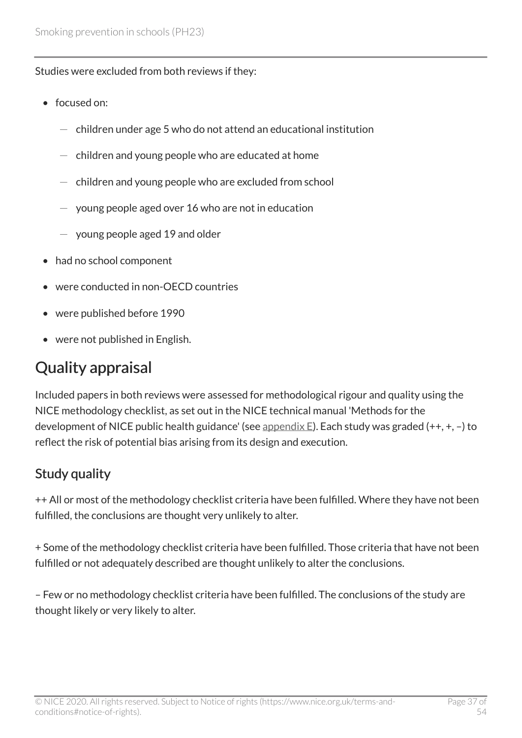Studies were excluded from both reviews if they:

- focused on:
  - children under age 5 who do not attend an educational institution
  - children and young people who are educated at home
  - children and young people who are excluded from school
  - young people aged over 16 who are not in education
  - young people aged 19 and older
- had no school component
- were conducted in non-OECD countries
- were published before 1990
- were not published in English.

## Quality appraisal

Included papers in both reviews were assessed for methodological rigour and quality using the NICE methodology checklist, as set out in the NICE technical manual 'Methods for the development of NICE public health guidance' (see appendix E). Each study was graded (++, +, –) to reflect the risk of potential bias arising from its design and execution.

### Study quality

++ All or most of the methodology checklist criteria have been fulfilled. Where they have not been fulfilled, the conclusions are thought very unlikely to alter.

+ Some of the methodology checklist criteria have been fulfilled. Those criteria that have not been fulfilled or not adequately described are thought unlikely to alter the conclusions.

– Few or no methodology checklist criteria have been fulfilled. The conclusions of the study are thought likely or very likely to alter.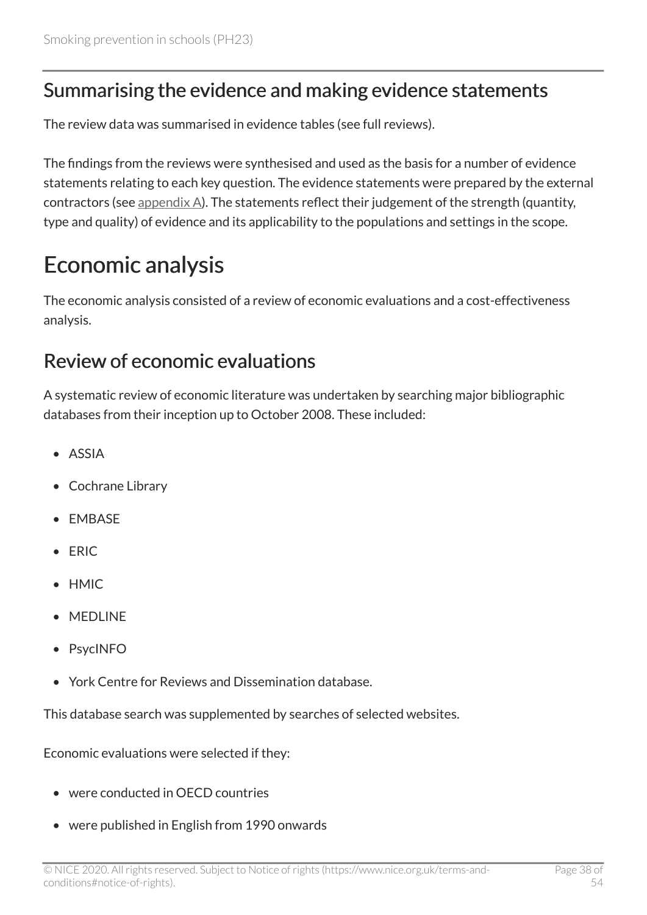## Summarising the evidence and making evidence statements

The review data was summarised in evidence tables (see full reviews).

The findings from the reviews were synthesised and used as the basis for a number of evidence statements relating to each key question. The evidence statements were prepared by the external contractors (see appendix A). The statements reflect their judgement of the strength (quantity, type and quality) of evidence and its applicability to the populations and settings in the scope.

# Economic analysis

The economic analysis consisted of a review of economic evaluations and a cost-effectiveness analysis.

## Review of economic evaluations

A systematic review of economic literature was undertaken by searching major bibliographic databases from their inception up to October 2008. These included:

- ASSIA
- Cochrane Library
- EMBASE
- ERIC
- HMIC
- MEDLINE
- PsycINFO
- York Centre for Reviews and Dissemination database.

This database search was supplemented by searches of selected websites.

Economic evaluations were selected if they:

- were conducted in OECD countries
- were published in English from 1990 onwards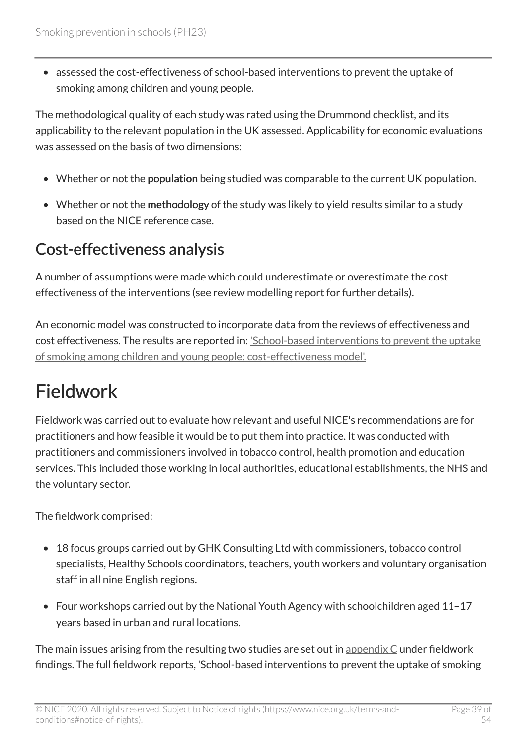- assessed the cost-effectiveness of school-based interventions to prevent the uptake of smoking among children and young people.

The methodological quality of each study was rated using the Drummond checklist, and its applicability to the relevant population in the UK assessed. Applicability for economic evaluations was assessed on the basis of two dimensions:

- Whether or not the **population** being studied was comparable to the current UK population.
- Whether or not the **methodology** of the study was likely to yield results similar to a study based on the NICE reference case.

## Cost-effectiveness analysis

A number of assumptions were made which could underestimate or overestimate the cost effectiveness of the interventions (see review modelling report for further details).

An economic model was constructed to incorporate data from the reviews of effectiveness and cost effectiveness. The results are reported in: 'School-based interventions to prevent the uptake of smoking among children and young people: cost-effectiveness model'.

# Fieldwork

Fieldwork was carried out to evaluate how relevant and useful NICE's recommendations are for practitioners and how feasible it would be to put them into practice. It was conducted with practitioners and commissioners involved in tobacco control, health promotion and education services. This included those working in local authorities, educational establishments, the NHS and the voluntary sector.

The fieldwork comprised:

- 18 focus groups carried out by GHK Consulting Ltd with commissioners, tobacco control specialists, Healthy Schools coordinators, teachers, youth workers and voluntary organisation staff in all nine English regions.
- Four workshops carried out by the National Youth Agency with schoolchildren aged 11–17 years based in urban and rural locations.

The main issues arising from the resulting two studies are set out in appendix C under fieldwork findings. The full fieldwork reports, 'School-based interventions to prevent the uptake of smoking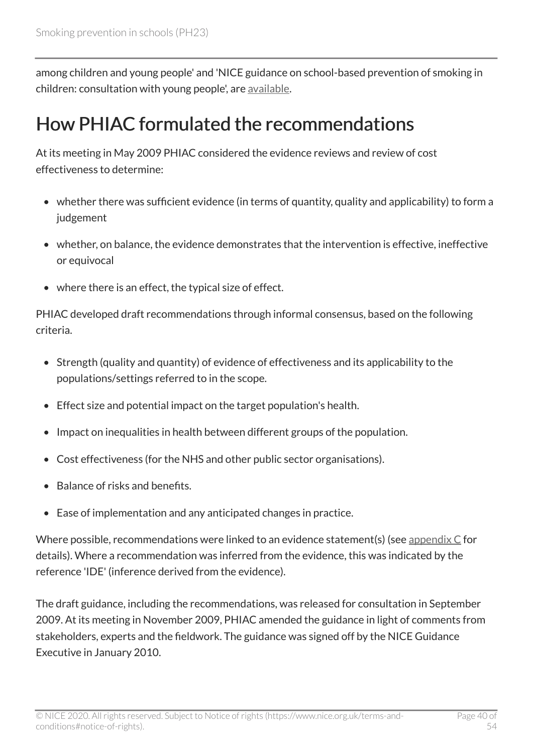among children and young people' and 'NICE guidance on school-based prevention of smoking in children: consultation with young people', are available.

## How PHIAC formulated the recommendations

At its meeting in May 2009 PHIAC considered the evidence reviews and review of cost effectiveness to determine:

- whether there was sufficient evidence (in terms of quantity, quality and applicability) to form a judgement
- whether, on balance, the evidence demonstrates that the intervention is effective, ineffective or equivocal
- where there is an effect, the typical size of effect.

PHIAC developed draft recommendations through informal consensus, based on the following criteria.

- Strength (quality and quantity) of evidence of effectiveness and its applicability to the populations/settings referred to in the scope.
- Effect size and potential impact on the target population's health.
- Impact on inequalities in health between different groups of the population.
- Cost effectiveness (for the NHS and other public sector organisations).
- Balance of risks and benefits.
- Ease of implementation and any anticipated changes in practice.

Where possible, recommendations were linked to an evidence statement(s) (see appendix C for details). Where a recommendation was inferred from the evidence, this was indicated by the reference 'IDE' (inference derived from the evidence).

The draft guidance, including the recommendations, was released for consultation in September 2009. At its meeting in November 2009, PHIAC amended the guidance in light of comments from stakeholders, experts and the fieldwork. The guidance was signed off by the NICE Guidance Executive in January 2010.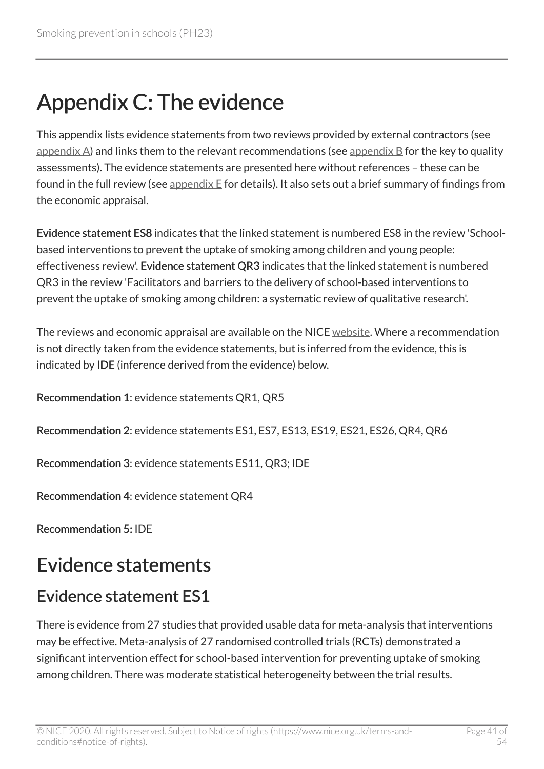# Appendix C: The evidence

This appendix lists evidence statements from two reviews provided by external contractors (see appendix A) and links them to the relevant recommendations (see appendix B for the key to quality assessments). The evidence statements are presented here without references – these can be found in the full review (see appendix E for details). It also sets out a brief summary of findings from the economic appraisal.

**Evidence statement ES8** indicates that the linked statement is numbered ES8 in the review 'School-based interventions to prevent the uptake of smoking among children and young people: effectiveness review'. **Evidence statement QR3** indicates that the linked statement is numbered QR3 in the review 'Facilitators and barriers to the delivery of school-based interventions to prevent the uptake of smoking among children: a systematic review of qualitative research'.

The reviews and economic appraisal are available on the NICE website. Where a recommendation is not directly taken from the evidence statements, but is inferred from the evidence, this is indicated by **IDE** (inference derived from the evidence) below.

**Recommendation 1**: evidence statements QR1, QR5

**Recommendation 2**: evidence statements ES1, ES7, ES13, ES19, ES21, ES26, QR4, QR6

**Recommendation 3**: evidence statements ES11, QR3; IDE

**Recommendation 4**: evidence statement QR4

**Recommendation 5:** IDE

# Evidence statements

## Evidence statement ES1

There is evidence from 27 studies that provided usable data for meta-analysis that interventions may be effective. Meta-analysis of 27 randomised controlled trials (RCTs) demonstrated a significant intervention effect for school-based intervention for preventing uptake of smoking among children. There was moderate statistical heterogeneity between the trial results.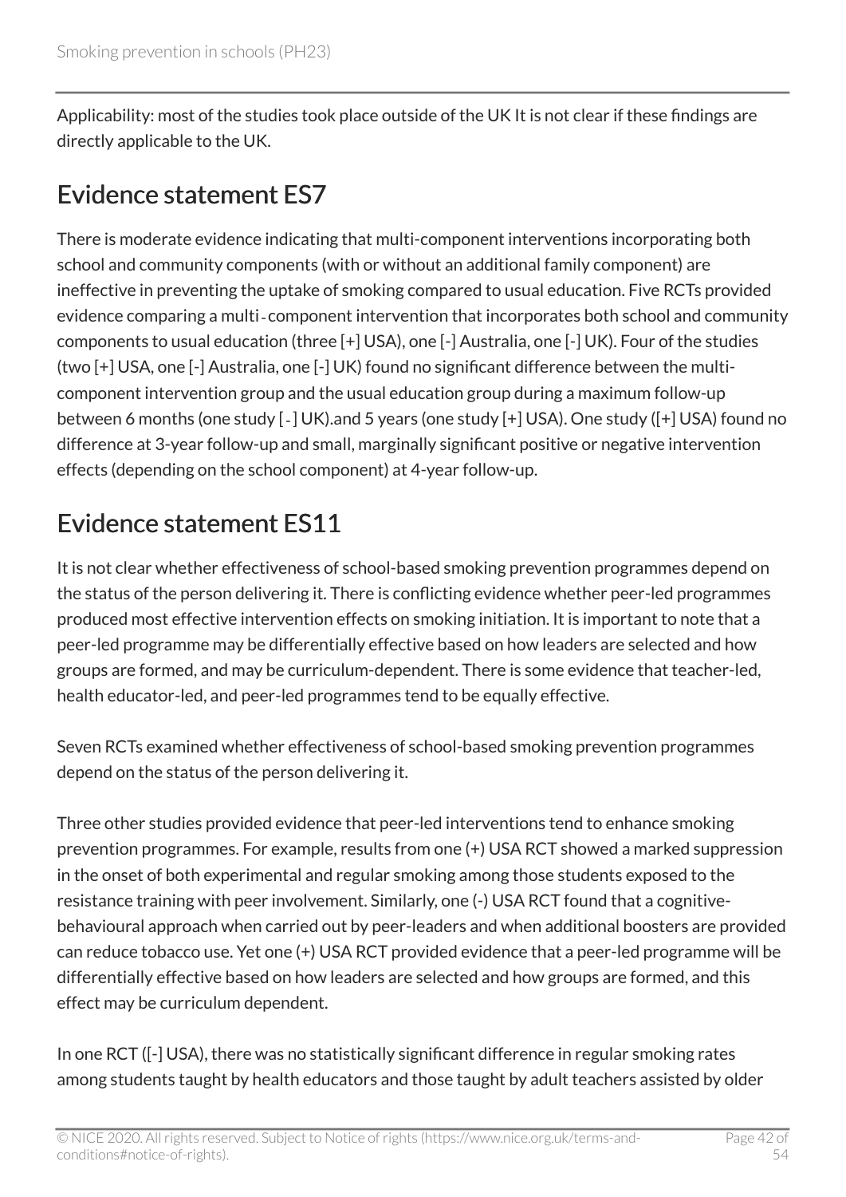Applicability: most of the studies took place outside of the UK It is not clear if these findings are directly applicable to the UK.

## Evidence statement ES7

There is moderate evidence indicating that multi-component interventions incorporating both school and community components (with or without an additional family component) are ineffective in preventing the uptake of smoking compared to usual education. Five RCTs provided evidence comparing a multi-component intervention that incorporates both school and community components to usual education (three [+] USA), one [-] Australia, one [-] UK). Four of the studies (two [+] USA, one [-] Australia, one [-] UK) found no significant difference between the multi-component intervention group and the usual education group during a maximum follow-up between 6 months (one study [-] UK).and 5 years (one study [+] USA). One study ([+] USA) found no difference at 3-year follow-up and small, marginally significant positive or negative intervention effects (depending on the school component) at 4-year follow-up.

## Evidence statement ES11

It is not clear whether effectiveness of school-based smoking prevention programmes depend on the status of the person delivering it. There is conflicting evidence whether peer-led programmes produced most effective intervention effects on smoking initiation. It is important to note that a peer-led programme may be differentially effective based on how leaders are selected and how groups are formed, and may be curriculum-dependent. There is some evidence that teacher-led, health educator-led, and peer-led programmes tend to be equally effective.

Seven RCTs examined whether effectiveness of school-based smoking prevention programmes depend on the status of the person delivering it.

Three other studies provided evidence that peer-led interventions tend to enhance smoking prevention programmes. For example, results from one (+) USA RCT showed a marked suppression in the onset of both experimental and regular smoking among those students exposed to the resistance training with peer involvement. Similarly, one (-) USA RCT found that a cognitive-behavioural approach when carried out by peer-leaders and when additional boosters are provided can reduce tobacco use. Yet one (+) USA RCT provided evidence that a peer-led programme will be differentially effective based on how leaders are selected and how groups are formed, and this effect may be curriculum dependent.

In one RCT ([-] USA), there was no statistically significant difference in regular smoking rates among students taught by health educators and those taught by adult teachers assisted by older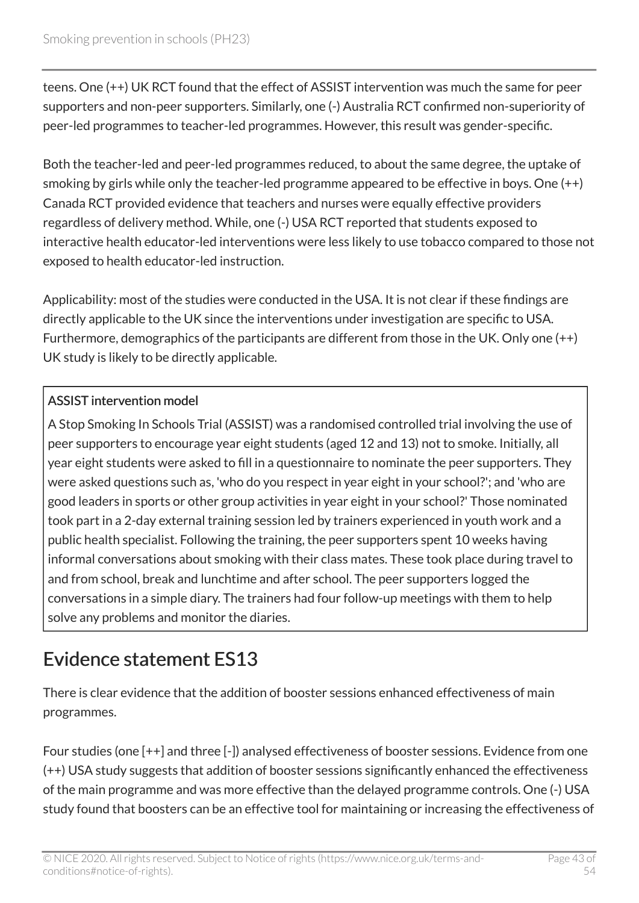teens. One (++) UK RCT found that the effect of ASSIST intervention was much the same for peer supporters and non-peer supporters. Similarly, one (-) Australia RCT confirmed non-superiority of peer-led programmes to teacher-led programmes. However, this result was gender-specific.

Both the teacher-led and peer-led programmes reduced, to about the same degree, the uptake of smoking by girls while only the teacher-led programme appeared to be effective in boys. One (++) Canada RCT provided evidence that teachers and nurses were equally effective providers regardless of delivery method. While, one (-) USA RCT reported that students exposed to interactive health educator-led interventions were less likely to use tobacco compared to those not exposed to health educator-led instruction.

Applicability: most of the studies were conducted in the USA. It is not clear if these findings are directly applicable to the UK since the interventions under investigation are specific to USA. Furthermore, demographics of the participants are different from those in the UK. Only one (++) UK study is likely to be directly applicable.

> **ASSIST intervention model**
>
> A Stop Smoking In Schools Trial (ASSIST) was a randomised controlled trial involving the use of peer supporters to encourage year eight students (aged 12 and 13) not to smoke. Initially, all year eight students were asked to fill in a questionnaire to nominate the peer supporters. They were asked questions such as, 'who do you respect in year eight in your school?'; and 'who are good leaders in sports or other group activities in year eight in your school?' Those nominated took part in a 2-day external training session led by trainers experienced in youth work and a public health specialist. Following the training, the peer supporters spent 10 weeks having informal conversations about smoking with their class mates. These took place during travel to and from school, break and lunchtime and after school. The peer supporters logged the conversations in a simple diary. The trainers had four follow-up meetings with them to help solve any problems and monitor the diaries.

## Evidence statement ES13

There is clear evidence that the addition of booster sessions enhanced effectiveness of main programmes.

Four studies (one [++] and three [-]) analysed effectiveness of booster sessions. Evidence from one (++) USA study suggests that addition of booster sessions significantly enhanced the effectiveness of the main programme and was more effective than the delayed programme controls. One (-) USA study found that boosters can be an effective tool for maintaining or increasing the effectiveness of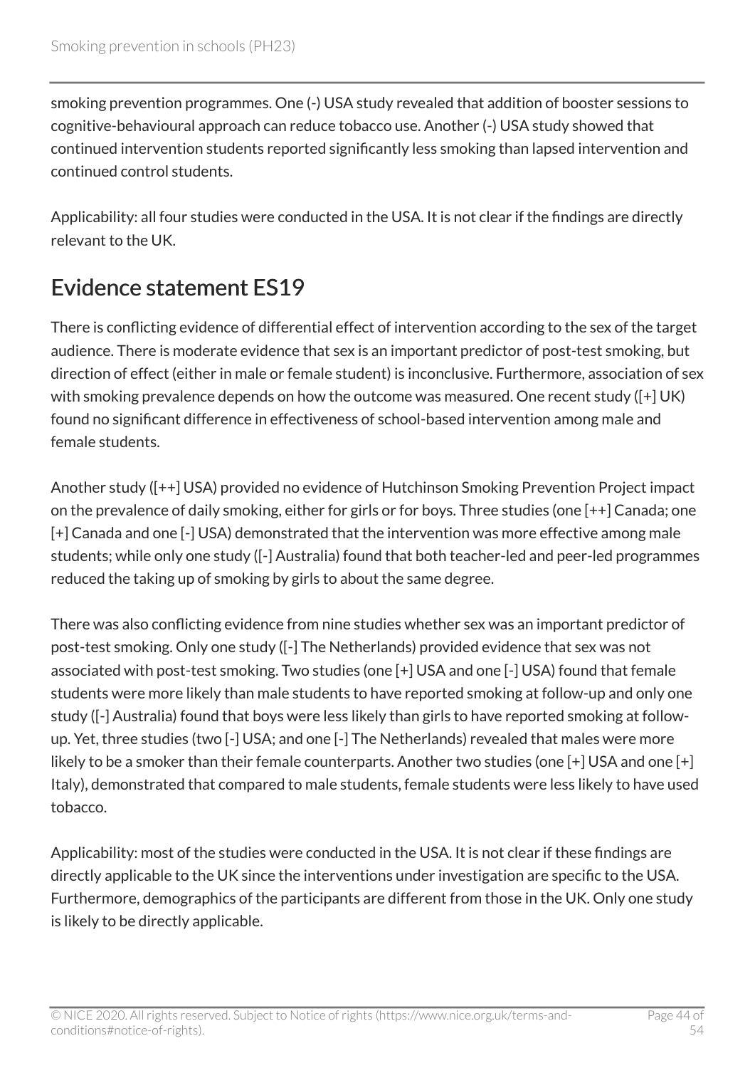smoking prevention programmes. One (-) USA study revealed that addition of booster sessions to cognitive-behavioural approach can reduce tobacco use. Another (-) USA study showed that continued intervention students reported significantly less smoking than lapsed intervention and continued control students.

Applicability: all four studies were conducted in the USA. It is not clear if the findings are directly relevant to the UK.

## Evidence statement ES19

There is conflicting evidence of differential effect of intervention according to the sex of the target audience. There is moderate evidence that sex is an important predictor of post-test smoking, but direction of effect (either in male or female student) is inconclusive. Furthermore, association of sex with smoking prevalence depends on how the outcome was measured. One recent study ([+] UK) found no significant difference in effectiveness of school-based intervention among male and female students.

Another study ([++] USA) provided no evidence of Hutchinson Smoking Prevention Project impact on the prevalence of daily smoking, either for girls or for boys. Three studies (one [++] Canada; one [+] Canada and one [-] USA) demonstrated that the intervention was more effective among male students; while only one study ([-] Australia) found that both teacher-led and peer-led programmes reduced the taking up of smoking by girls to about the same degree.

There was also conflicting evidence from nine studies whether sex was an important predictor of post-test smoking. Only one study ([-] The Netherlands) provided evidence that sex was not associated with post-test smoking. Two studies (one [+] USA and one [-] USA) found that female students were more likely than male students to have reported smoking at follow-up and only one study ([-] Australia) found that boys were less likely than girls to have reported smoking at follow-up. Yet, three studies (two [-] USA; and one [-] The Netherlands) revealed that males were more likely to be a smoker than their female counterparts. Another two studies (one [+] USA and one [+] Italy), demonstrated that compared to male students, female students were less likely to have used tobacco.

Applicability: most of the studies were conducted in the USA. It is not clear if these findings are directly applicable to the UK since the interventions under investigation are specific to the USA. Furthermore, demographics of the participants are different from those in the UK. Only one study is likely to be directly applicable.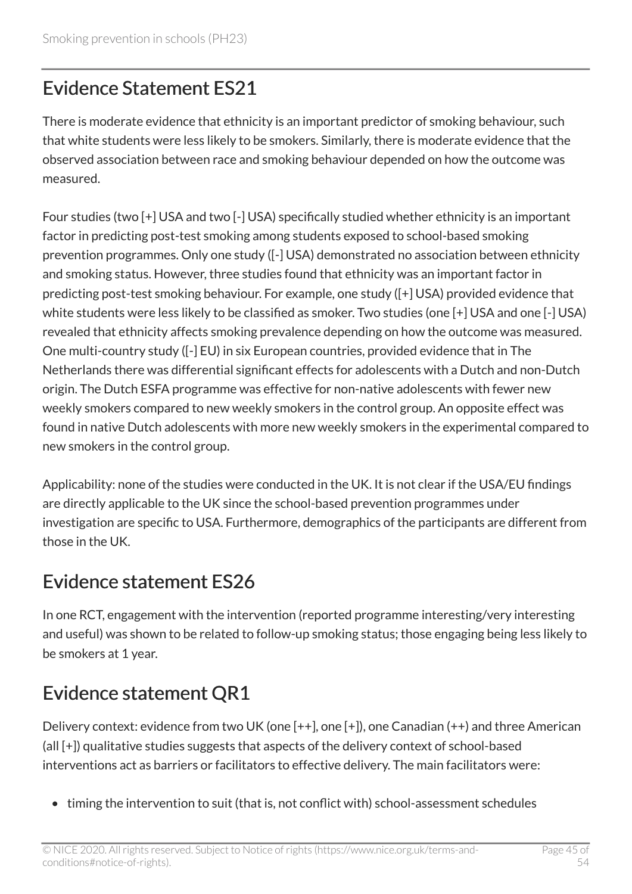## Evidence Statement ES21

There is moderate evidence that ethnicity is an important predictor of smoking behaviour, such that white students were less likely to be smokers. Similarly, there is moderate evidence that the observed association between race and smoking behaviour depended on how the outcome was measured.

Four studies (two [+] USA and two [-] USA) specifically studied whether ethnicity is an important factor in predicting post-test smoking among students exposed to school-based smoking prevention programmes. Only one study ([-] USA) demonstrated no association between ethnicity and smoking status. However, three studies found that ethnicity was an important factor in predicting post-test smoking behaviour. For example, one study ([+] USA) provided evidence that white students were less likely to be classified as smoker. Two studies (one [+] USA and one [-] USA) revealed that ethnicity affects smoking prevalence depending on how the outcome was measured. One multi-country study ([-] EU) in six European countries, provided evidence that in The Netherlands there was differential significant effects for adolescents with a Dutch and non-Dutch origin. The Dutch ESFA programme was effective for non-native adolescents with fewer new weekly smokers compared to new weekly smokers in the control group. An opposite effect was found in native Dutch adolescents with more new weekly smokers in the experimental compared to new smokers in the control group.

Applicability: none of the studies were conducted in the UK. It is not clear if the USA/EU findings are directly applicable to the UK since the school-based prevention programmes under investigation are specific to USA. Furthermore, demographics of the participants are different from those in the UK.

## Evidence statement ES26

In one RCT, engagement with the intervention (reported programme interesting/very interesting and useful) was shown to be related to follow-up smoking status; those engaging being less likely to be smokers at 1 year.

## Evidence statement QR1

Delivery context: evidence from two UK (one [++], one [+]), one Canadian (++) and three American (all [+]) qualitative studies suggests that aspects of the delivery context of school-based interventions act as barriers or facilitators to effective delivery. The main facilitators were:

- timing the intervention to suit (that is, not conflict with) school-assessment schedules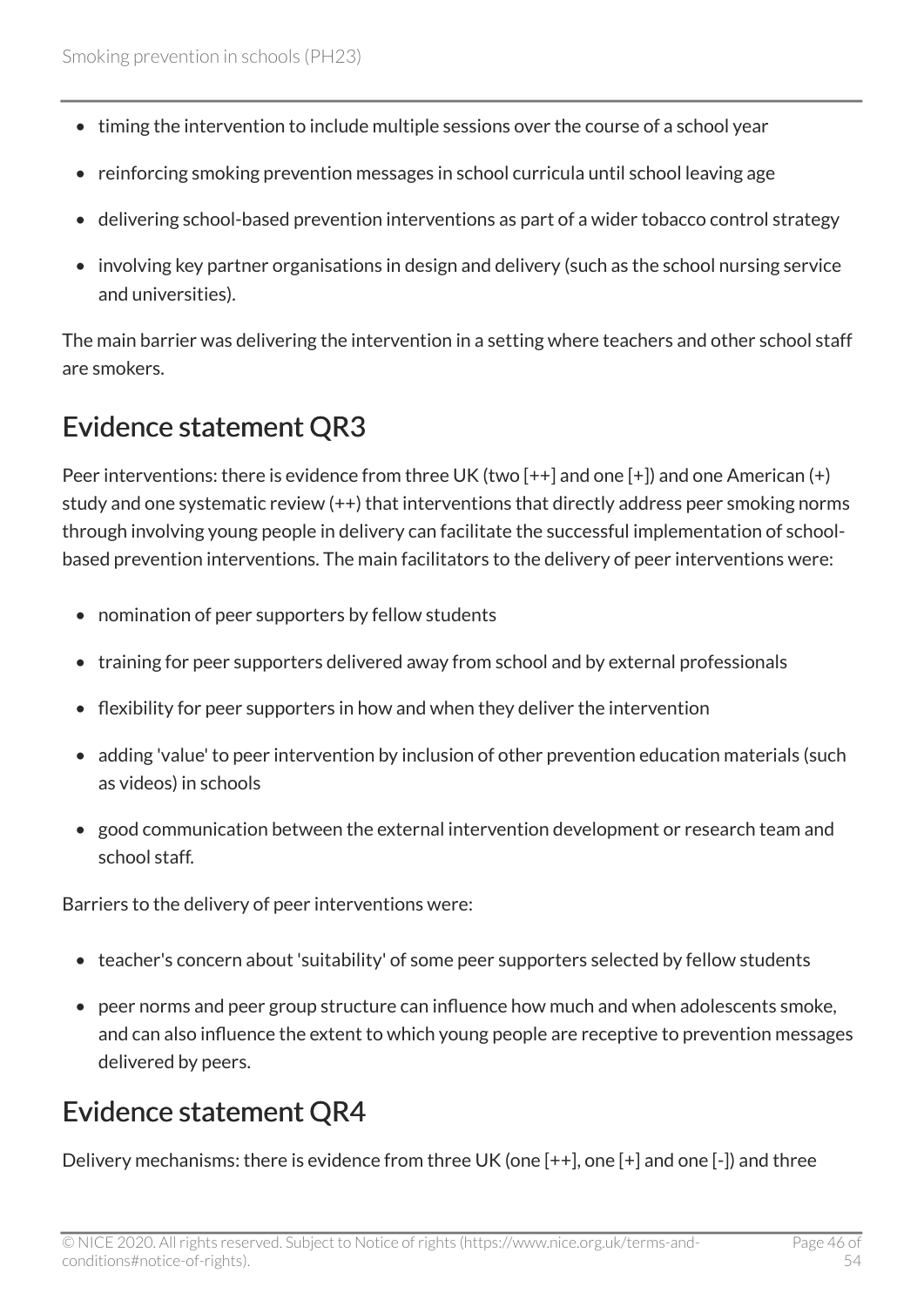- timing the intervention to include multiple sessions over the course of a school year
- reinforcing smoking prevention messages in school curricula until school leaving age
- delivering school-based prevention interventions as part of a wider tobacco control strategy
- involving key partner organisations in design and delivery (such as the school nursing service and universities).

The main barrier was delivering the intervention in a setting where teachers and other school staff are smokers.

## Evidence statement QR3

Peer interventions: there is evidence from three UK (two [++] and one [+]) and one American (+) study and one systematic review (++) that interventions that directly address peer smoking norms through involving young people in delivery can facilitate the successful implementation of school-based prevention interventions. The main facilitators to the delivery of peer interventions were:

- nomination of peer supporters by fellow students
- training for peer supporters delivered away from school and by external professionals
- flexibility for peer supporters in how and when they deliver the intervention
- adding 'value' to peer intervention by inclusion of other prevention education materials (such as videos) in schools
- good communication between the external intervention development or research team and school staff.

Barriers to the delivery of peer interventions were:

- teacher's concern about 'suitability' of some peer supporters selected by fellow students
- peer norms and peer group structure can influence how much and when adolescents smoke, and can also influence the extent to which young people are receptive to prevention messages delivered by peers.

## Evidence statement QR4

Delivery mechanisms: there is evidence from three UK (one [++], one [+] and one [-]) and three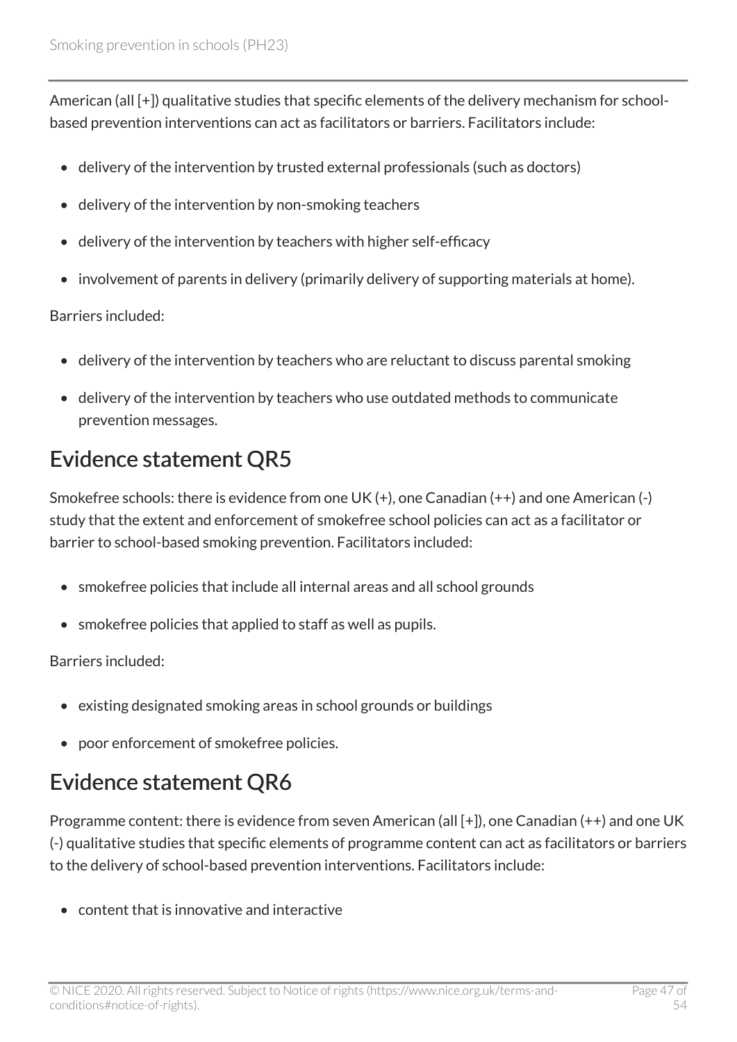American (all [+]) qualitative studies that specific elements of the delivery mechanism for school-based prevention interventions can act as facilitators or barriers. Facilitators include:

- delivery of the intervention by trusted external professionals (such as doctors)
- delivery of the intervention by non-smoking teachers
- delivery of the intervention by teachers with higher self-efficacy
- involvement of parents in delivery (primarily delivery of supporting materials at home).

Barriers included:

- delivery of the intervention by teachers who are reluctant to discuss parental smoking
- delivery of the intervention by teachers who use outdated methods to communicate prevention messages.

## Evidence statement QR5

Smokefree schools: there is evidence from one UK (+), one Canadian (++) and one American (-) study that the extent and enforcement of smokefree school policies can act as a facilitator or barrier to school-based smoking prevention. Facilitators included:

- smokefree policies that include all internal areas and all school grounds
- smokefree policies that applied to staff as well as pupils.

Barriers included:

- existing designated smoking areas in school grounds or buildings
- poor enforcement of smokefree policies.

## Evidence statement QR6

Programme content: there is evidence from seven American (all [+]), one Canadian (++) and one UK (-) qualitative studies that specific elements of programme content can act as facilitators or barriers to the delivery of school-based prevention interventions. Facilitators include:

- content that is innovative and interactive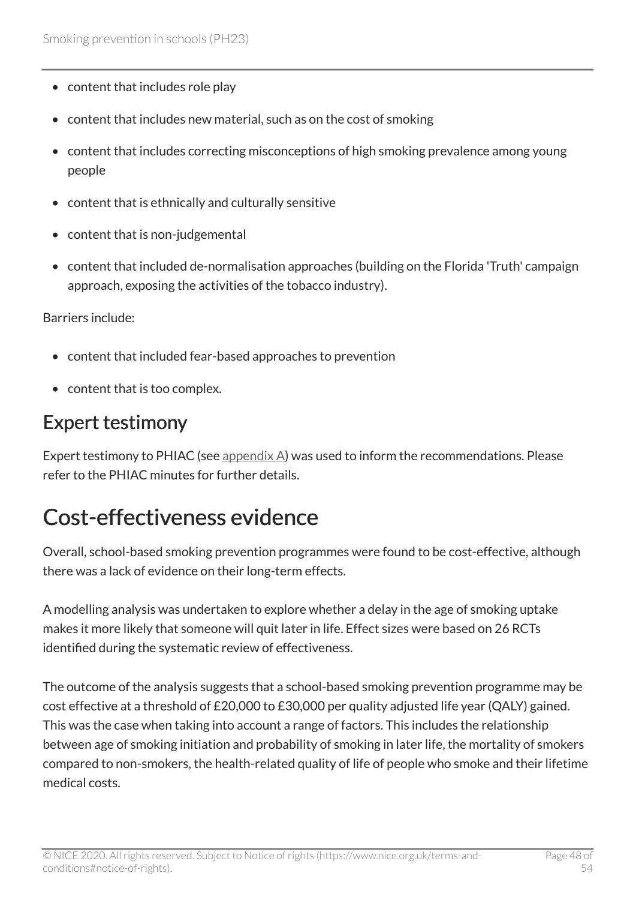- content that includes role play
- content that includes new material, such as on the cost of smoking
- content that includes correcting misconceptions of high smoking prevalence among young people
- content that is ethnically and culturally sensitive
- content that is non-judgemental
- content that included de-normalisation approaches (building on the Florida 'Truth' campaign approach, exposing the activities of the tobacco industry).

Barriers include:

- content that included fear-based approaches to prevention
- content that is too complex.

## Expert testimony

Expert testimony to PHIAC (see appendix A) was used to inform the recommendations. Please refer to the PHIAC minutes for further details.

# Cost-effectiveness evidence

Overall, school-based smoking prevention programmes were found to be cost-effective, although there was a lack of evidence on their long-term effects.

A modelling analysis was undertaken to explore whether a delay in the age of smoking uptake makes it more likely that someone will quit later in life. Effect sizes were based on 26 RCTs identified during the systematic review of effectiveness.

The outcome of the analysis suggests that a school-based smoking prevention programme may be cost effective at a threshold of £20,000 to £30,000 per quality adjusted life year (QALY) gained. This was the case when taking into account a range of factors. This includes the relationship between age of smoking initiation and probability of smoking in later life, the mortality of smokers compared to non-smokers, the health-related quality of life of people who smoke and their lifetime medical costs.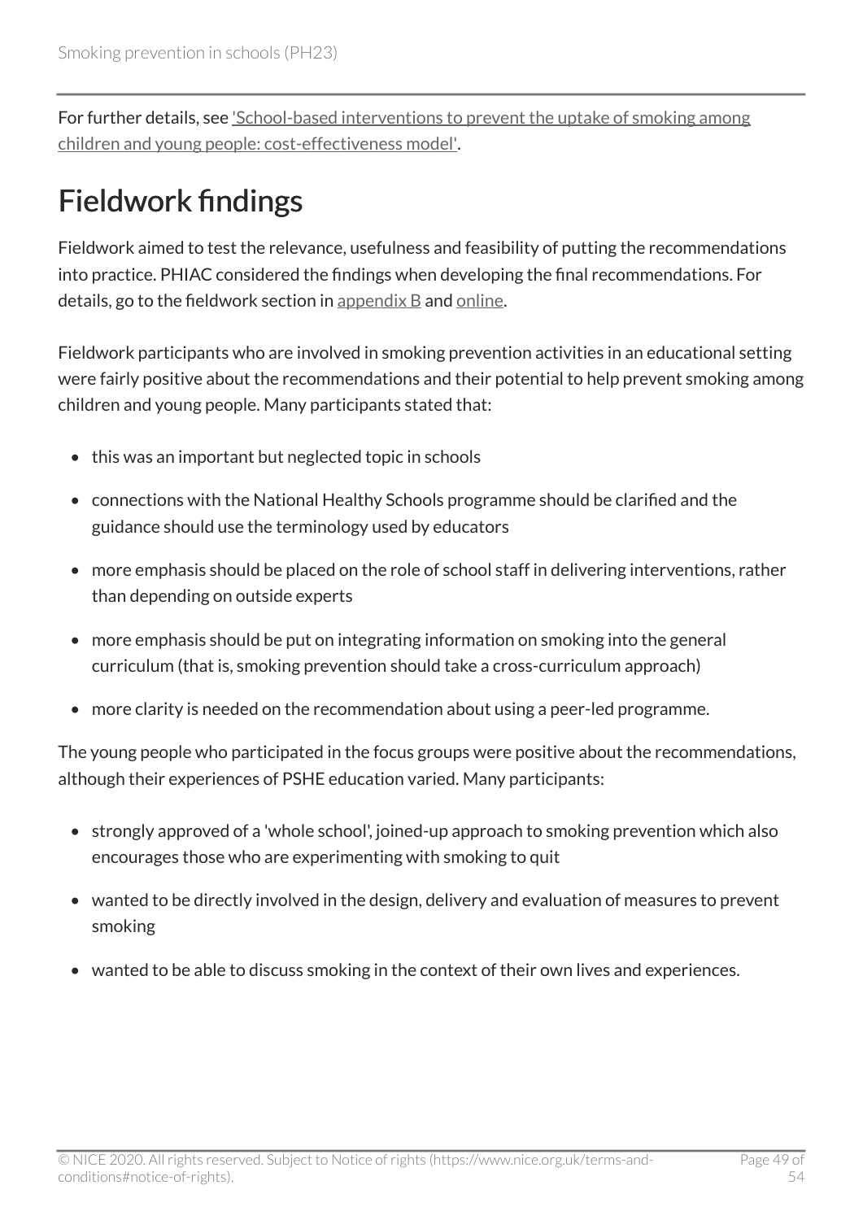For further details, see 'School-based interventions to prevent the uptake of smoking among children and young people: cost-effectiveness model'.

# Fieldwork findings

Fieldwork aimed to test the relevance, usefulness and feasibility of putting the recommendations into practice. PHIAC considered the findings when developing the final recommendations. For details, go to the fieldwork section in appendix B and online.

Fieldwork participants who are involved in smoking prevention activities in an educational setting were fairly positive about the recommendations and their potential to help prevent smoking among children and young people. Many participants stated that:

- this was an important but neglected topic in schools
- connections with the National Healthy Schools programme should be clarified and the guidance should use the terminology used by educators
- more emphasis should be placed on the role of school staff in delivering interventions, rather than depending on outside experts
- more emphasis should be put on integrating information on smoking into the general curriculum (that is, smoking prevention should take a cross-curriculum approach)
- more clarity is needed on the recommendation about using a peer-led programme.

The young people who participated in the focus groups were positive about the recommendations, although their experiences of PSHE education varied. Many participants:

- strongly approved of a 'whole school', joined-up approach to smoking prevention which also encourages those who are experimenting with smoking to quit
- wanted to be directly involved in the design, delivery and evaluation of measures to prevent smoking
- wanted to be able to discuss smoking in the context of their own lives and experiences.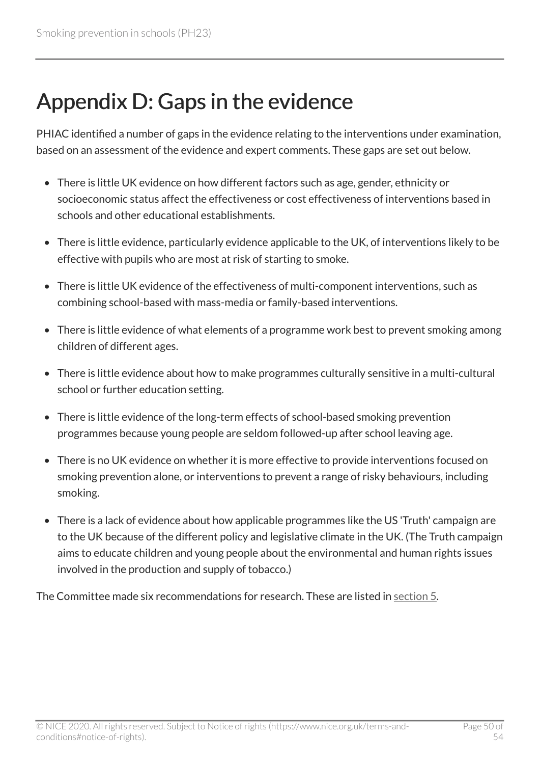# Appendix D: Gaps in the evidence

PHIAC identified a number of gaps in the evidence relating to the interventions under examination, based on an assessment of the evidence and expert comments. These gaps are set out below.

- There is little UK evidence on how different factors such as age, gender, ethnicity or socioeconomic status affect the effectiveness or cost effectiveness of interventions based in schools and other educational establishments.
- There is little evidence, particularly evidence applicable to the UK, of interventions likely to be effective with pupils who are most at risk of starting to smoke.
- There is little UK evidence of the effectiveness of multi-component interventions, such as combining school-based with mass-media or family-based interventions.
- There is little evidence of what elements of a programme work best to prevent smoking among children of different ages.
- There is little evidence about how to make programmes culturally sensitive in a multi-cultural school or further education setting.
- There is little evidence of the long-term effects of school-based smoking prevention programmes because young people are seldom followed-up after school leaving age.
- There is no UK evidence on whether it is more effective to provide interventions focused on smoking prevention alone, or interventions to prevent a range of risky behaviours, including smoking.
- There is a lack of evidence about how applicable programmes like the US 'Truth' campaign are to the UK because of the different policy and legislative climate in the UK. (The Truth campaign aims to educate children and young people about the environmental and human rights issues involved in the production and supply of tobacco.)

The Committee made six recommendations for research. These are listed in section 5.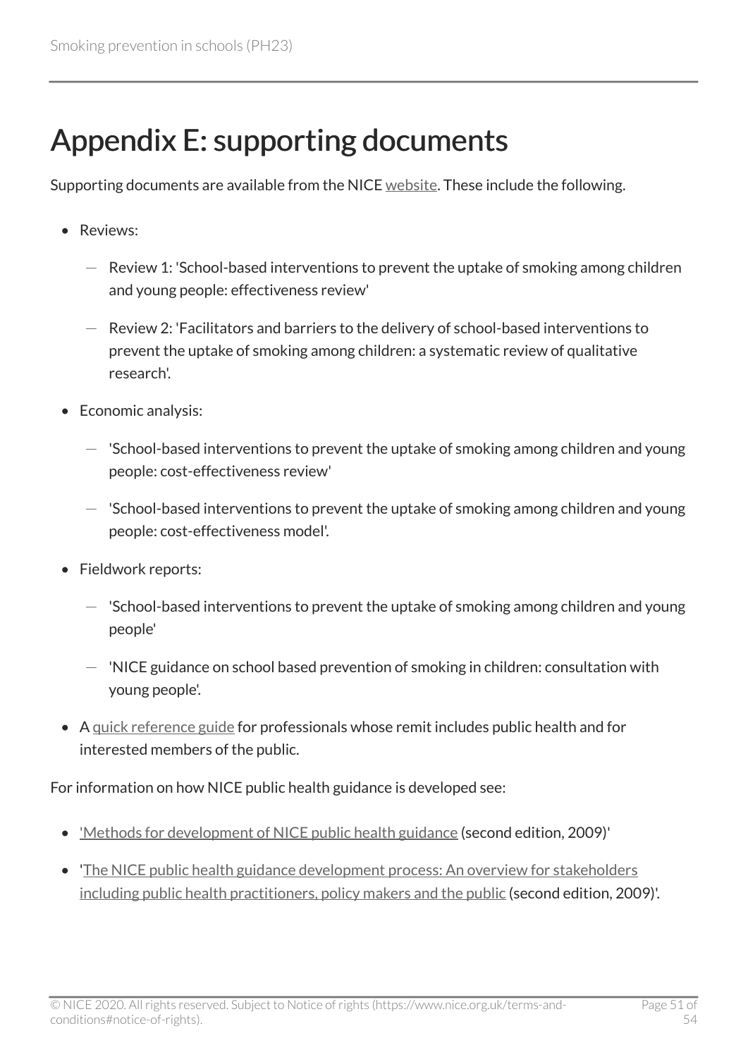# Appendix E: supporting documents

Supporting documents are available from the NICE website. These include the following.

- Reviews:
  - Review 1: 'School-based interventions to prevent the uptake of smoking among children and young people: effectiveness review'
  - Review 2: 'Facilitators and barriers to the delivery of school-based interventions to prevent the uptake of smoking among children: a systematic review of qualitative research'.
- Economic analysis:
  - 'School-based interventions to prevent the uptake of smoking among children and young people: cost-effectiveness review'
  - 'School-based interventions to prevent the uptake of smoking among children and young people: cost-effectiveness model'.
- Fieldwork reports:
  - 'School-based interventions to prevent the uptake of smoking among children and young people'
  - 'NICE guidance on school based prevention of smoking in children: consultation with young people'.
- A quick reference guide for professionals whose remit includes public health and for interested members of the public.

For information on how NICE public health guidance is developed see:

- 'Methods for development of NICE public health guidance (second edition, 2009)'
- 'The NICE public health guidance development process: An overview for stakeholders including public health practitioners, policy makers and the public (second edition, 2009)'.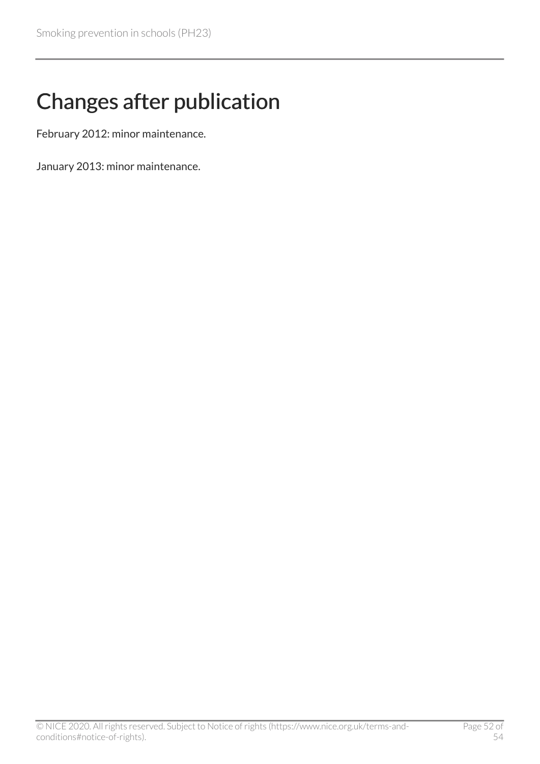# Changes after publication

February 2012: minor maintenance.

January 2013: minor maintenance.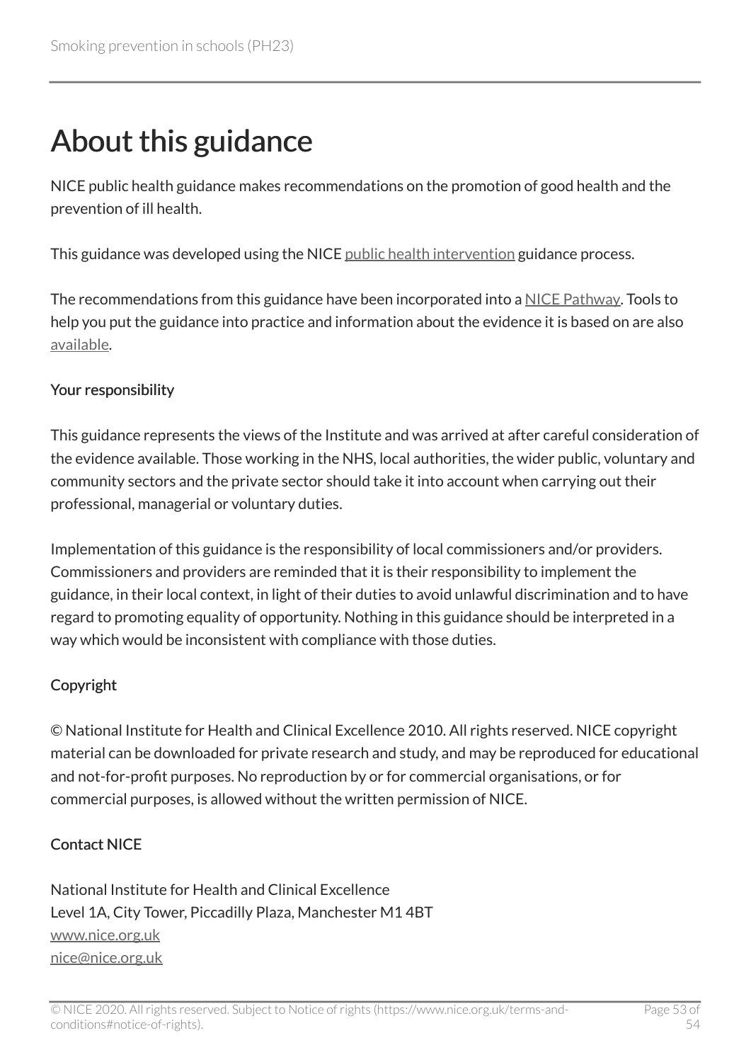# About this guidance

NICE public health guidance makes recommendations on the promotion of good health and the prevention of ill health.

This guidance was developed using the NICE public health intervention guidance process.

The recommendations from this guidance have been incorporated into a NICE Pathway. Tools to help you put the guidance into practice and information about the evidence it is based on are also available.

#### Your responsibility

This guidance represents the views of the Institute and was arrived at after careful consideration of the evidence available. Those working in the NHS, local authorities, the wider public, voluntary and community sectors and the private sector should take it into account when carrying out their professional, managerial or voluntary duties.

Implementation of this guidance is the responsibility of local commissioners and/or providers. Commissioners and providers are reminded that it is their responsibility to implement the guidance, in their local context, in light of their duties to avoid unlawful discrimination and to have regard to promoting equality of opportunity. Nothing in this guidance should be interpreted in a way which would be inconsistent with compliance with those duties.

#### Copyright

© National Institute for Health and Clinical Excellence 2010. All rights reserved. NICE copyright material can be downloaded for private research and study, and may be reproduced for educational and not-for-profit purposes. No reproduction by or for commercial organisations, or for commercial purposes, is allowed without the written permission of NICE.

#### Contact NICE

National Institute for Health and Clinical Excellence
Level 1A, City Tower, Piccadilly Plaza, Manchester M1 4BT
www.nice.org.uk
nice@nice.org.uk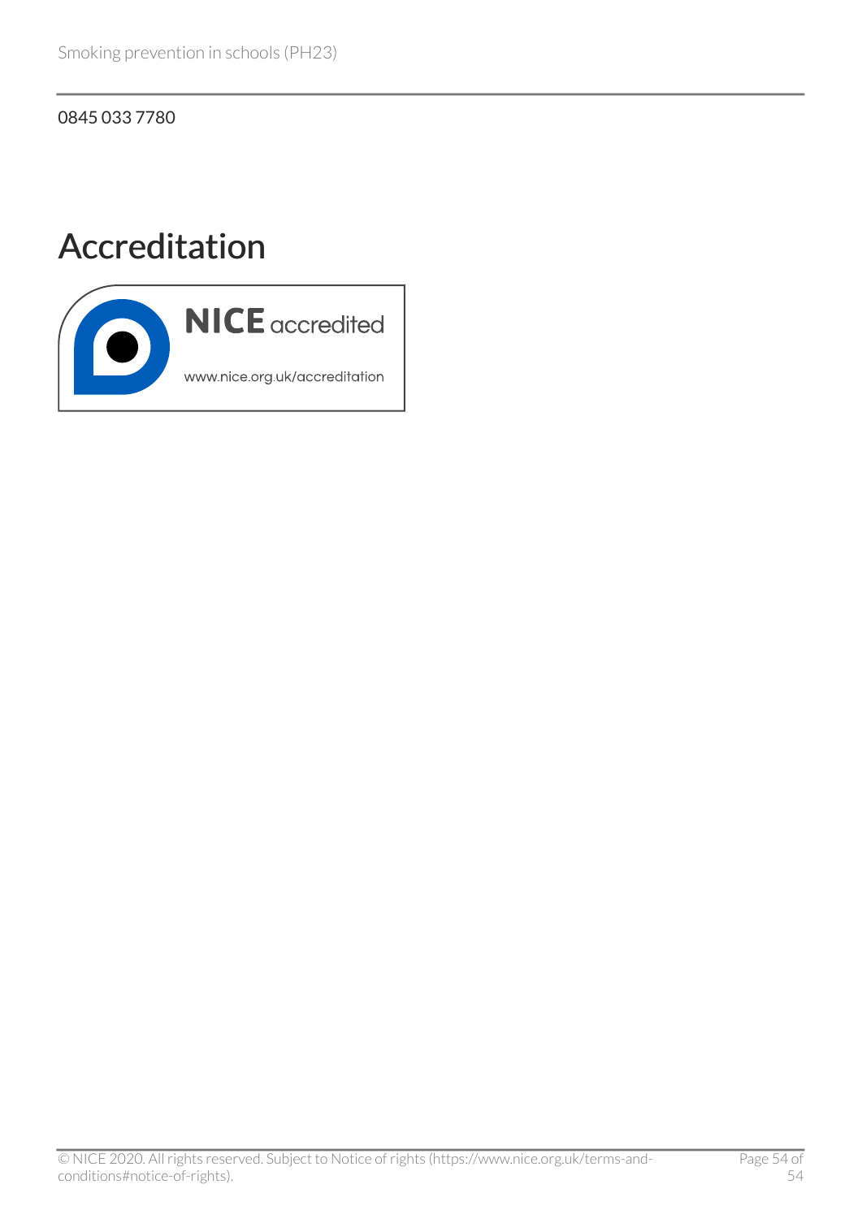0845 033 7780

## Accreditation

NICE accredited

www.nice.org.uk/accreditation